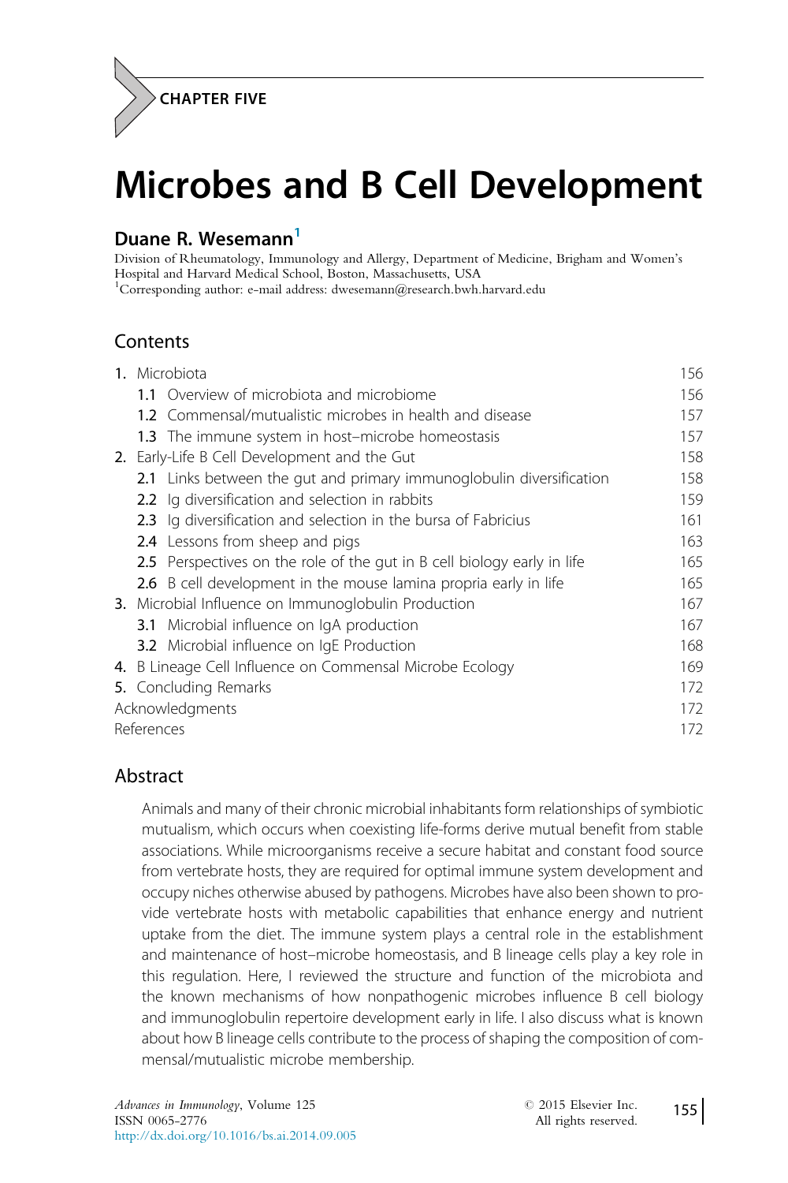CHAPTER FIVE

# Microbes and B Cell Development

**Duane R. Wesemann**[1]

Division of Rheumatology, Immunology and Allergy, Department of Medicine, Brigham and Women's Hospital and Harvard Medical School, Boston, Massachusetts, USA
[1]Corresponding author: e-mail address: dwesemann@research.bwh.harvard.edu

## Contents

| | |
|---|---|
| **1.** Microbiota | 156 |
| **1.1** Overview of microbiota and microbiome | 156 |
| **1.2** Commensal/mutualistic microbes in health and disease | 157 |
| **1.3** The immune system in host–microbe homeostasis | 157 |
| **2.** Early-Life B Cell Development and the Gut | 158 |
| **2.1** Links between the gut and primary immunoglobulin diversification | 158 |
| **2.2** Ig diversification and selection in rabbits | 159 |
| **2.3** Ig diversification and selection in the bursa of Fabricius | 161 |
| **2.4** Lessons from sheep and pigs | 163 |
| **2.5** Perspectives on the role of the gut in B cell biology early in life | 165 |
| **2.6** B cell development in the mouse lamina propria early in life | 165 |
| **3.** Microbial Influence on Immunoglobulin Production | 167 |
| **3.1** Microbial influence on IgA production | 167 |
| **3.2** Microbial influence on IgE Production | 168 |
| **4.** B Lineage Cell Influence on Commensal Microbe Ecology | 169 |
| **5.** Concluding Remarks | 172 |
| Acknowledgments | 172 |
| References | 172 |

## Abstract

Animals and many of their chronic microbial inhabitants form relationships of symbiotic mutualism, which occurs when coexisting life-forms derive mutual benefit from stable associations. While microorganisms receive a secure habitat and constant food source from vertebrate hosts, they are required for optimal immune system development and occupy niches otherwise abused by pathogens. Microbes have also been shown to provide vertebrate hosts with metabolic capabilities that enhance energy and nutrient uptake from the diet. The immune system plays a central role in the establishment and maintenance of host–microbe homeostasis, and B lineage cells play a key role in this regulation. Here, I reviewed the structure and function of the microbiota and the known mechanisms of how nonpathogenic microbes influence B cell biology and immunoglobulin repertoire development early in life. I also discuss what is known about how B lineage cells contribute to the process of shaping the composition of commensal/mutualistic microbe membership.

*Advances in Immunology*, Volume 125
ISSN 0065-2776
http://dx.doi.org/10.1016/bs.ai.2014.09.005

© 2015 Elsevier Inc.
All rights reserved.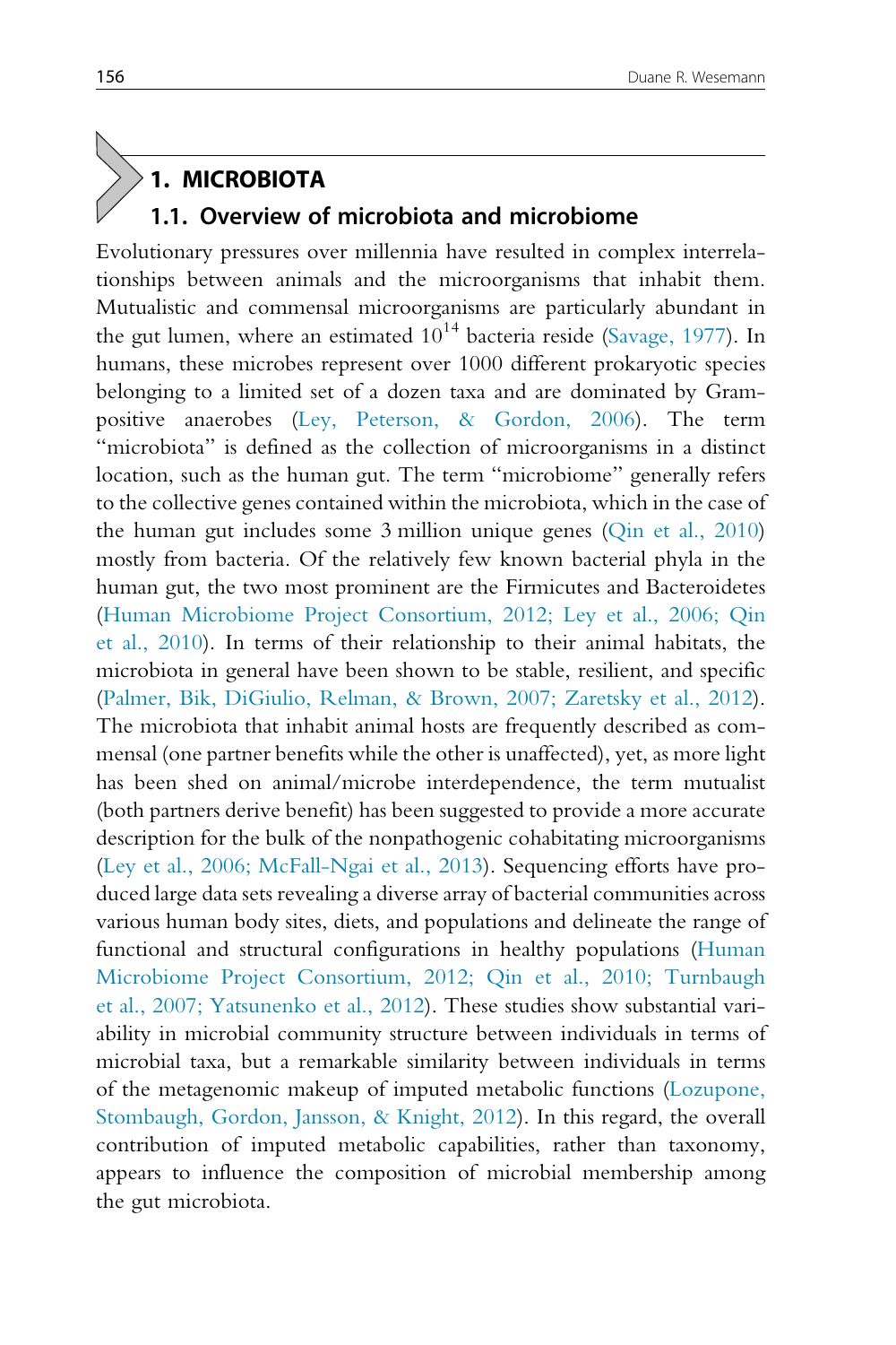# 1. MICROBIOTA

## 1.1. Overview of microbiota and microbiome

Evolutionary pressures over millennia have resulted in complex interrelationships between animals and the microorganisms that inhabit them. Mutualistic and commensal microorganisms are particularly abundant in the gut lumen, where an estimated $10^{14}$ bacteria reside (Savage, 1977). In humans, these microbes represent over 1000 different prokaryotic species belonging to a limited set of a dozen taxa and are dominated by Gram-positive anaerobes (Ley, Peterson, & Gordon, 2006). The term "microbiota" is defined as the collection of microorganisms in a distinct location, such as the human gut. The term "microbiome" generally refers to the collective genes contained within the microbiota, which in the case of the human gut includes some 3 million unique genes (Qin et al., 2010) mostly from bacteria. Of the relatively few known bacterial phyla in the human gut, the two most prominent are the Firmicutes and Bacteroidetes (Human Microbiome Project Consortium, 2012; Ley et al., 2006; Qin et al., 2010). In terms of their relationship to their animal habitats, the microbiota in general have been shown to be stable, resilient, and specific (Palmer, Bik, DiGiulio, Relman, & Brown, 2007; Zaretsky et al., 2012). The microbiota that inhabit animal hosts are frequently described as commensal (one partner benefits while the other is unaffected), yet, as more light has been shed on animal/microbe interdependence, the term mutualist (both partners derive benefit) has been suggested to provide a more accurate description for the bulk of the nonpathogenic cohabitating microorganisms (Ley et al., 2006; McFall-Ngai et al., 2013). Sequencing efforts have produced large data sets revealing a diverse array of bacterial communities across various human body sites, diets, and populations and delineate the range of functional and structural configurations in healthy populations (Human Microbiome Project Consortium, 2012; Qin et al., 2010; Turnbaugh et al., 2007; Yatsunenko et al., 2012). These studies show substantial variability in microbial community structure between individuals in terms of microbial taxa, but a remarkable similarity between individuals in terms of the metagenomic makeup of imputed metabolic functions (Lozupone, Stombaugh, Gordon, Jansson, & Knight, 2012). In this regard, the overall contribution of imputed metabolic capabilities, rather than taxonomy, appears to influence the composition of microbial membership among the gut microbiota.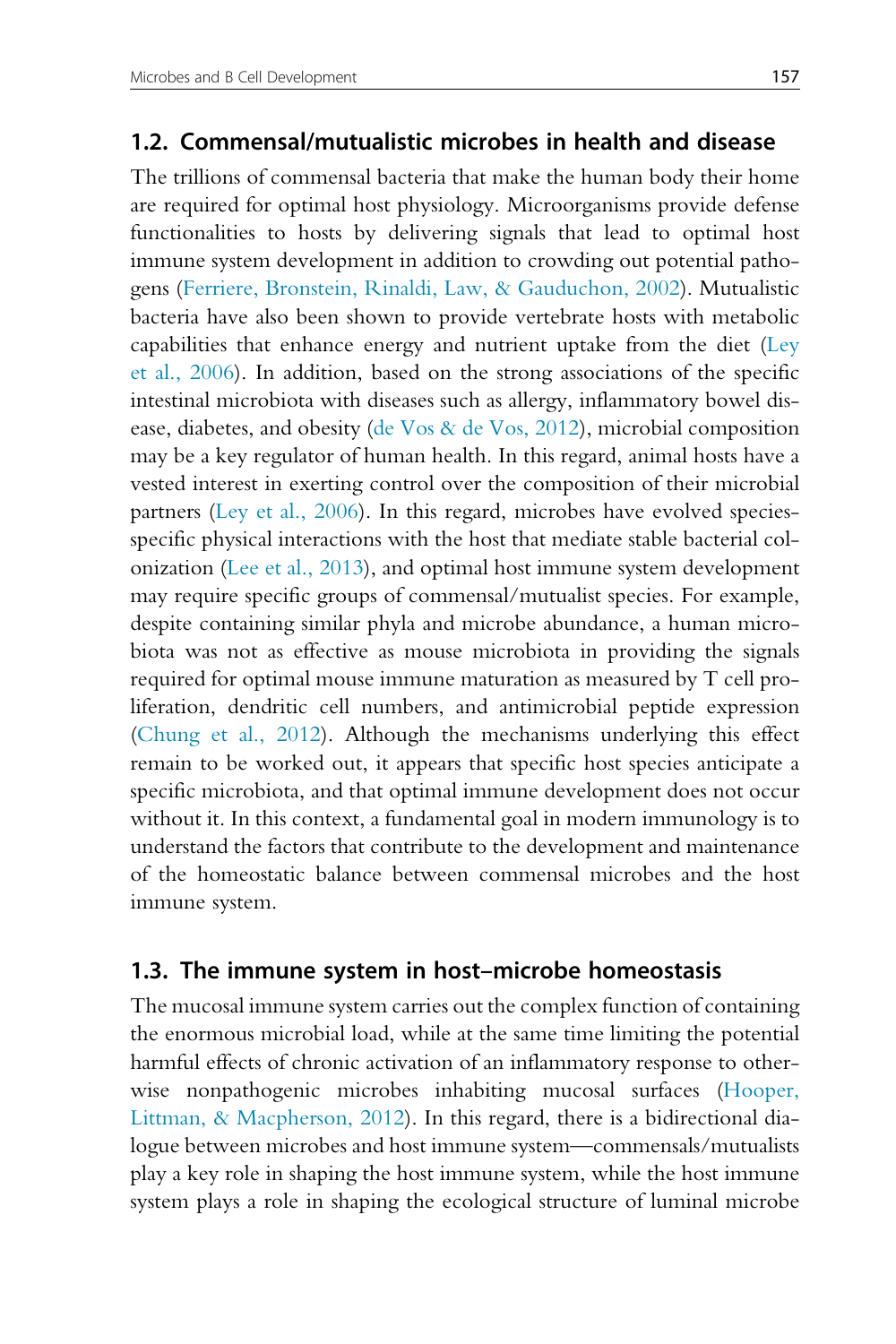## 1.2. Commensal/mutualistic microbes in health and disease

The trillions of commensal bacteria that make the human body their home are required for optimal host physiology. Microorganisms provide defense functionalities to hosts by delivering signals that lead to optimal host immune system development in addition to crowding out potential pathogens (Ferriere, Bronstein, Rinaldi, Law, & Gauduchon, 2002). Mutualistic bacteria have also been shown to provide vertebrate hosts with metabolic capabilities that enhance energy and nutrient uptake from the diet (Ley et al., 2006). In addition, based on the strong associations of the specific intestinal microbiota with diseases such as allergy, inflammatory bowel disease, diabetes, and obesity (de Vos & de Vos, 2012), microbial composition may be a key regulator of human health. In this regard, animal hosts have a vested interest in exerting control over the composition of their microbial partners (Ley et al., 2006). In this regard, microbes have evolved species-specific physical interactions with the host that mediate stable bacterial colonization (Lee et al., 2013), and optimal host immune system development may require specific groups of commensal/mutualist species. For example, despite containing similar phyla and microbe abundance, a human microbiota was not as effective as mouse microbiota in providing the signals required for optimal mouse immune maturation as measured by T cell proliferation, dendritic cell numbers, and antimicrobial peptide expression (Chung et al., 2012). Although the mechanisms underlying this effect remain to be worked out, it appears that specific host species anticipate a specific microbiota, and that optimal immune development does not occur without it. In this context, a fundamental goal in modern immunology is to understand the factors that contribute to the development and maintenance of the homeostatic balance between commensal microbes and the host immune system.

## 1.3. The immune system in host–microbe homeostasis

The mucosal immune system carries out the complex function of containing the enormous microbial load, while at the same time limiting the potential harmful effects of chronic activation of an inflammatory response to otherwise nonpathogenic microbes inhabiting mucosal surfaces (Hooper, Littman, & Macpherson, 2012). In this regard, there is a bidirectional dialogue between microbes and host immune system—commensals/mutualists play a key role in shaping the host immune system, while the host immune system plays a role in shaping the ecological structure of luminal microbe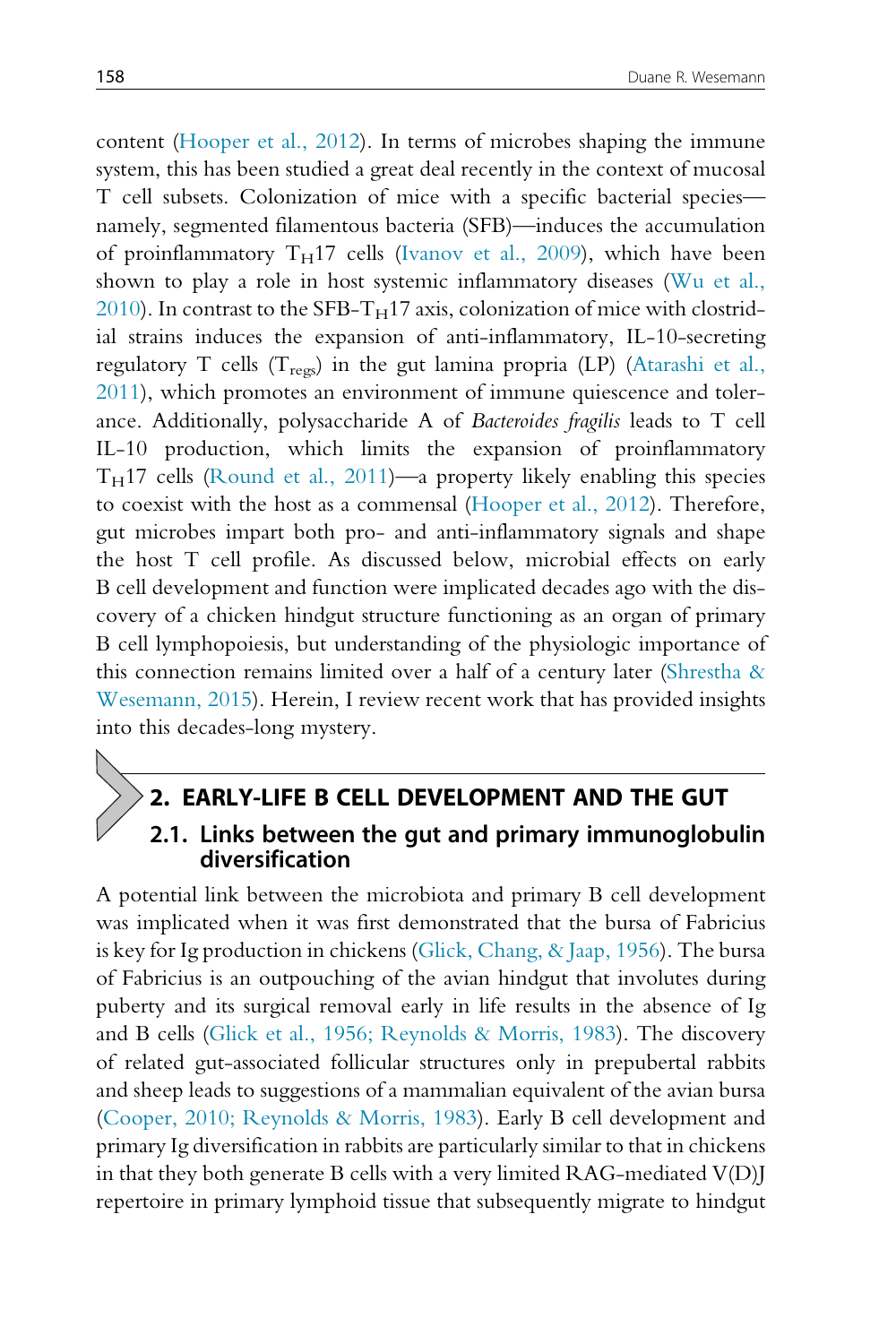content (Hooper et al., 2012). In terms of microbes shaping the immune system, this has been studied a great deal recently in the context of mucosal T cell subsets. Colonization of mice with a specific bacterial species—namely, segmented filamentous bacteria (SFB)—induces the accumulation of proinflammatory $T_H17$ cells (Ivanov et al., 2009), which have been shown to play a role in host systemic inflammatory diseases (Wu et al., 2010). In contrast to the SFB-$T_H17$ axis, colonization of mice with clostridial strains induces the expansion of anti-inflammatory, IL-10-secreting regulatory T cells ($T_{regs}$) in the gut lamina propria (LP) (Atarashi et al., 2011), which promotes an environment of immune quiescence and tolerance. Additionally, polysaccharide A of *Bacteroides fragilis* leads to T cell IL-10 production, which limits the expansion of proinflammatory $T_H17$ cells (Round et al., 2011)—a property likely enabling this species to coexist with the host as a commensal (Hooper et al., 2012). Therefore, gut microbes impart both pro- and anti-inflammatory signals and shape the host T cell profile. As discussed below, microbial effects on early B cell development and function were implicated decades ago with the discovery of a chicken hindgut structure functioning as an organ of primary B cell lymphopoiesis, but understanding of the physiologic importance of this connection remains limited over a half of a century later (Shrestha & Wesemann, 2015). Herein, I review recent work that has provided insights into this decades-long mystery.

## 2. EARLY-LIFE B CELL DEVELOPMENT AND THE GUT

### 2.1. Links between the gut and primary immunoglobulin diversification

A potential link between the microbiota and primary B cell development was implicated when it was first demonstrated that the bursa of Fabricius is key for Ig production in chickens (Glick, Chang, & Jaap, 1956). The bursa of Fabricius is an outpouching of the avian hindgut that involutes during puberty and its surgical removal early in life results in the absence of Ig and B cells (Glick et al., 1956; Reynolds & Morris, 1983). The discovery of related gut-associated follicular structures only in prepubertal rabbits and sheep leads to suggestions of a mammalian equivalent of the avian bursa (Cooper, 2010; Reynolds & Morris, 1983). Early B cell development and primary Ig diversification in rabbits are particularly similar to that in chickens in that they both generate B cells with a very limited RAG-mediated V(D)J repertoire in primary lymphoid tissue that subsequently migrate to hindgut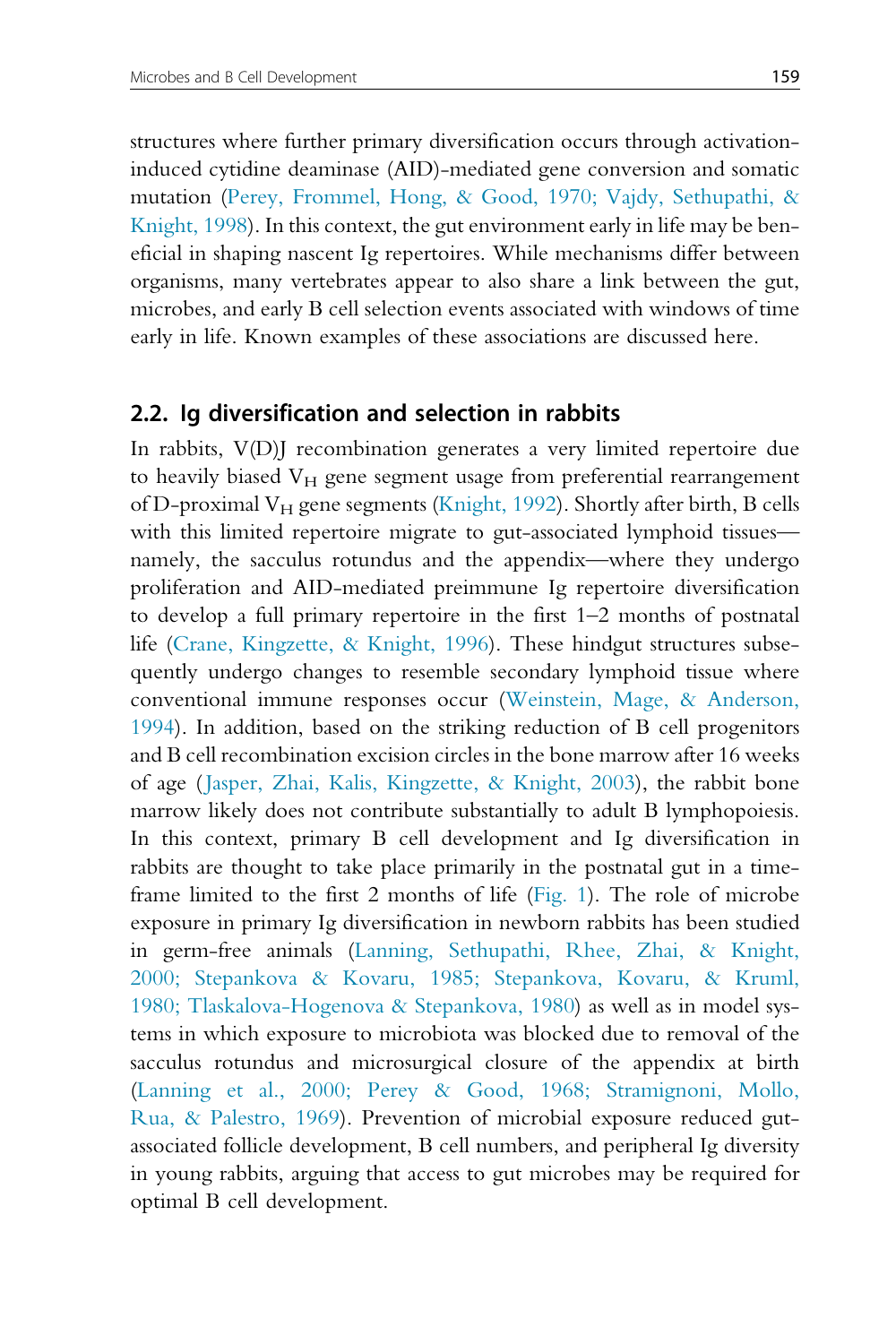structures where further primary diversification occurs through activation-induced cytidine deaminase (AID)-mediated gene conversion and somatic mutation (Perey, Frommel, Hong, & Good, 1970; Vajdy, Sethupathi, & Knight, 1998). In this context, the gut environment early in life may be beneficial in shaping nascent Ig repertoires. While mechanisms differ between organisms, many vertebrates appear to also share a link between the gut, microbes, and early B cell selection events associated with windows of time early in life. Known examples of these associations are discussed here.

## 2.2. Ig diversification and selection in rabbits

In rabbits, V(D)J recombination generates a very limited repertoire due to heavily biased $V_H$ gene segment usage from preferential rearrangement of D-proximal $V_H$ gene segments (Knight, 1992). Shortly after birth, B cells with this limited repertoire migrate to gut-associated lymphoid tissues—namely, the sacculus rotundus and the appendix—where they undergo proliferation and AID-mediated preimmune Ig repertoire diversification to develop a full primary repertoire in the first 1–2 months of postnatal life (Crane, Kingzette, & Knight, 1996). These hindgut structures subsequently undergo changes to resemble secondary lymphoid tissue where conventional immune responses occur (Weinstein, Mage, & Anderson, 1994). In addition, based on the striking reduction of B cell progenitors and B cell recombination excision circles in the bone marrow after 16 weeks of age (Jasper, Zhai, Kalis, Kingzette, & Knight, 2003), the rabbit bone marrow likely does not contribute substantially to adult B lymphopoiesis. In this context, primary B cell development and Ig diversification in rabbits are thought to take place primarily in the postnatal gut in a timeframe limited to the first 2 months of life (Fig. 1). The role of microbe exposure in primary Ig diversification in newborn rabbits has been studied in germ-free animals (Lanning, Sethupathi, Rhee, Zhai, & Knight, 2000; Stepankova & Kovaru, 1985; Stepankova, Kovaru, & Kruml, 1980; Tlaskalova-Hogenova & Stepankova, 1980) as well as in model systems in which exposure to microbiota was blocked due to removal of the sacculus rotundus and microsurgical closure of the appendix at birth (Lanning et al., 2000; Perey & Good, 1968; Stramignoni, Mollo, Rua, & Palestro, 1969). Prevention of microbial exposure reduced gut-associated follicle development, B cell numbers, and peripheral Ig diversity in young rabbits, arguing that access to gut microbes may be required for optimal B cell development.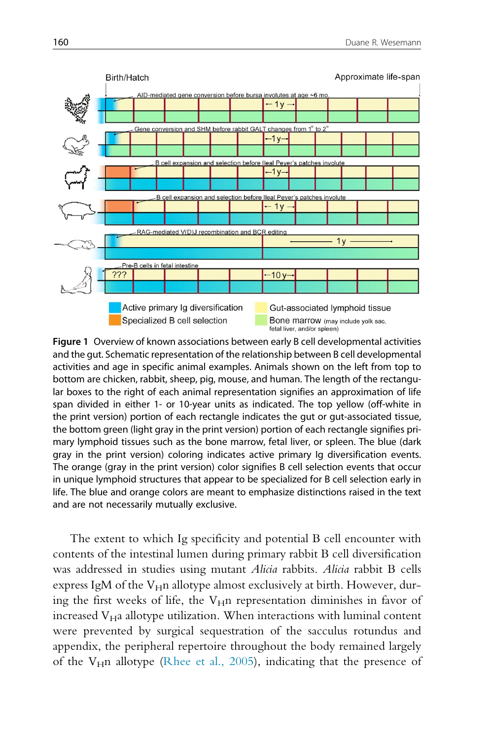**Figure 1** Overview of known associations between early B cell developmental activities and the gut. Schematic representation of the relationship between B cell developmental activities and age in specific animal examples. Animals shown on the left from top to bottom are chicken, rabbit, sheep, pig, mouse, and human. The length of the rectangular boxes to the right of each animal representation signifies an approximation of life span divided in either 1- or 10-year units as indicated. The top yellow (off-white in the print version) portion of each rectangle indicates the gut or gut-associated tissue, the bottom green (light gray in the print version) portion of each rectangle signifies primary lymphoid tissues such as the bone marrow, fetal liver, or spleen. The blue (dark gray in the print version) coloring indicates active primary Ig diversification events. The orange (gray in the print version) color signifies B cell selection events that occur in unique lymphoid structures that appear to be specialized for B cell selection early in life. The blue and orange colors are meant to emphasize distinctions raised in the text and are not necessarily mutually exclusive.

The extent to which Ig specificity and potential B cell encounter with contents of the intestinal lumen during primary rabbit B cell diversification was addressed in studies using mutant *Alicia* rabbits. *Alicia* rabbit B cells express IgM of the $V_H$n allotype almost exclusively at birth. However, during the first weeks of life, the $V_H$n representation diminishes in favor of increased $V_H$a allotype utilization. When interactions with luminal content were prevented by surgical sequestration of the sacculus rotundus and appendix, the peripheral repertoire throughout the body remained largely of the $V_H$n allotype (Rhee et al., 2005), indicating that the presence of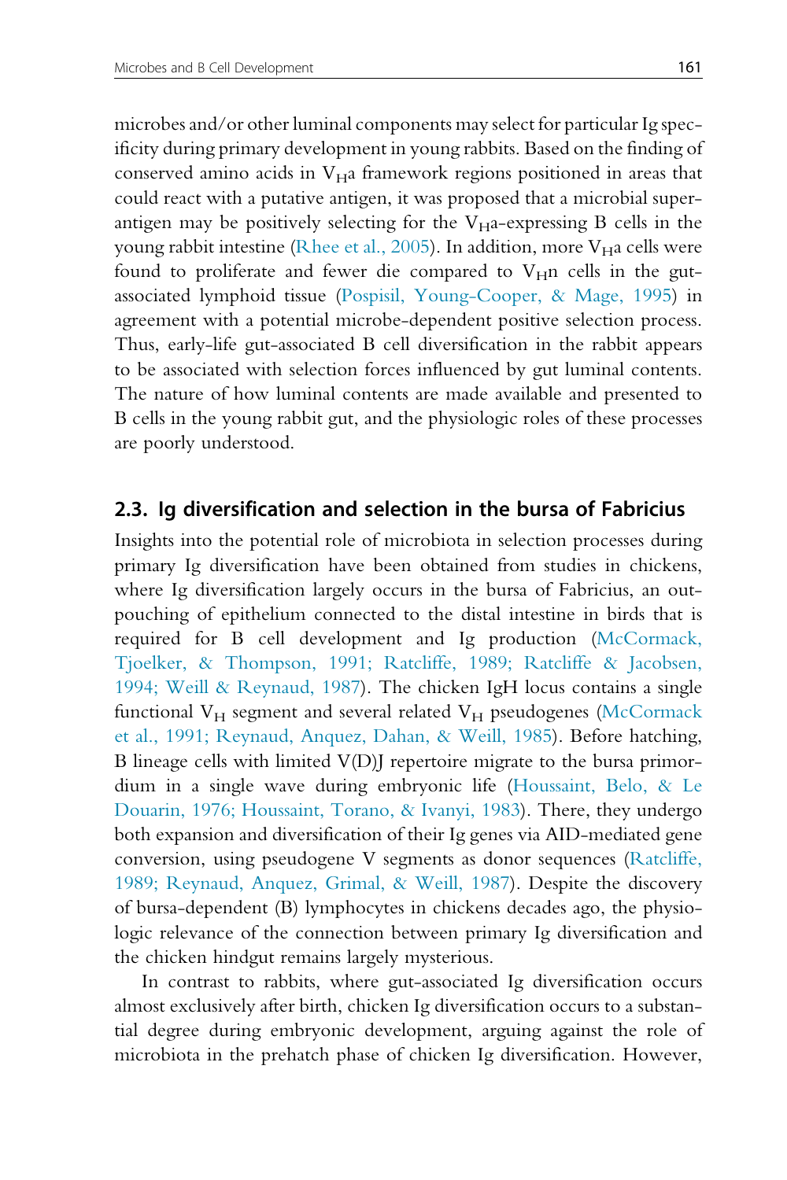microbes and/or other luminal components may select for particular Ig specificity during primary development in young rabbits. Based on the finding of conserved amino acids in $V_H$a framework regions positioned in areas that could react with a putative antigen, it was proposed that a microbial superantigen may be positively selecting for the $V_H$a-expressing B cells in the young rabbit intestine (Rhee et al., 2005). In addition, more $V_H$a cells were found to proliferate and fewer die compared to $V_H$n cells in the gut-associated lymphoid tissue (Pospisil, Young-Cooper, & Mage, 1995) in agreement with a potential microbe-dependent positive selection process. Thus, early-life gut-associated B cell diversification in the rabbit appears to be associated with selection forces influenced by gut luminal contents. The nature of how luminal contents are made available and presented to B cells in the young rabbit gut, and the physiologic roles of these processes are poorly understood.

## 2.3. Ig diversification and selection in the bursa of Fabricius

Insights into the potential role of microbiota in selection processes during primary Ig diversification have been obtained from studies in chickens, where Ig diversification largely occurs in the bursa of Fabricius, an outpouching of epithelium connected to the distal intestine in birds that is required for B cell development and Ig production (McCormack, Tjoelker, & Thompson, 1991; Ratcliffe, 1989; Ratcliffe & Jacobsen, 1994; Weill & Reynaud, 1987). The chicken IgH locus contains a single functional $V_H$ segment and several related $V_H$ pseudogenes (McCormack et al., 1991; Reynaud, Anquez, Dahan, & Weill, 1985). Before hatching, B lineage cells with limited V(D)J repertoire migrate to the bursa primordium in a single wave during embryonic life (Houssaint, Belo, & Le Douarin, 1976; Houssaint, Torano, & Ivanyi, 1983). There, they undergo both expansion and diversification of their Ig genes via AID-mediated gene conversion, using pseudogene V segments as donor sequences (Ratcliffe, 1989; Reynaud, Anquez, Grimal, & Weill, 1987). Despite the discovery of bursa-dependent (B) lymphocytes in chickens decades ago, the physiologic relevance of the connection between primary Ig diversification and the chicken hindgut remains largely mysterious.

In contrast to rabbits, where gut-associated Ig diversification occurs almost exclusively after birth, chicken Ig diversification occurs to a substantial degree during embryonic development, arguing against the role of microbiota in the prehatch phase of chicken Ig diversification. However,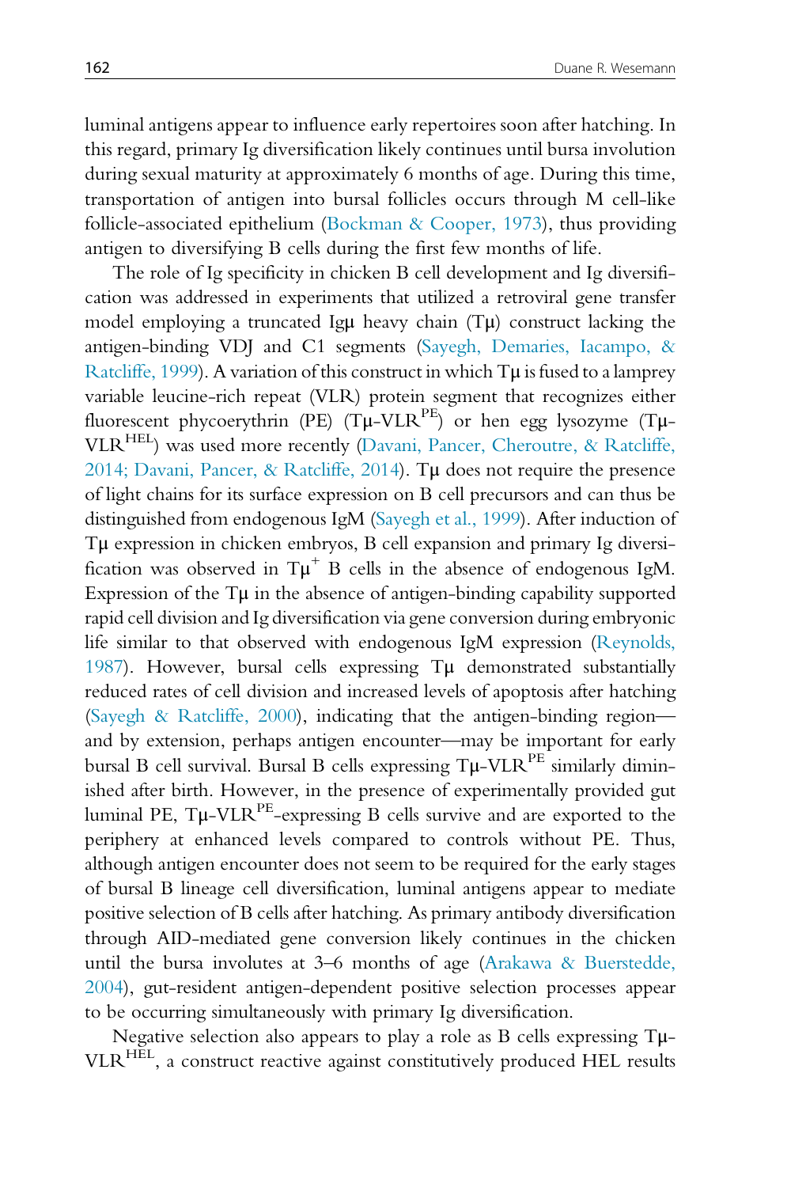luminal antigens appear to influence early repertoires soon after hatching. In this regard, primary Ig diversification likely continues until bursa involution during sexual maturity at approximately 6 months of age. During this time, transportation of antigen into bursal follicles occurs through M cell-like follicle-associated epithelium (Bockman & Cooper, 1973), thus providing antigen to diversifying B cells during the first few months of life.

The role of Ig specificity in chicken B cell development and Ig diversification was addressed in experiments that utilized a retroviral gene transfer model employing a truncated Igμ heavy chain (Tμ) construct lacking the antigen-binding VDJ and C1 segments (Sayegh, Demaries, Iacampo, & Ratcliffe, 1999). A variation of this construct in which Tμ is fused to a lamprey variable leucine-rich repeat (VLR) protein segment that recognizes either fluorescent phycoerythrin (PE) (Tμ-VLR$^{PE}$) or hen egg lysozyme (Tμ-VLR$^{HEL}$) was used more recently (Davani, Pancer, Cheroutre, & Ratcliffe, 2014; Davani, Pancer, & Ratcliffe, 2014). Tμ does not require the presence of light chains for its surface expression on B cell precursors and can thus be distinguished from endogenous IgM (Sayegh et al., 1999). After induction of Tμ expression in chicken embryos, B cell expansion and primary Ig diversification was observed in Tμ$^{+}$ B cells in the absence of endogenous IgM. Expression of the Tμ in the absence of antigen-binding capability supported rapid cell division and Ig diversification via gene conversion during embryonic life similar to that observed with endogenous IgM expression (Reynolds, 1987). However, bursal cells expressing Tμ demonstrated substantially reduced rates of cell division and increased levels of apoptosis after hatching (Sayegh & Ratcliffe, 2000), indicating that the antigen-binding region—and by extension, perhaps antigen encounter—may be important for early bursal B cell survival. Bursal B cells expressing Tμ-VLR$^{PE}$ similarly diminished after birth. However, in the presence of experimentally provided gut luminal PE, Tμ-VLR$^{PE}$-expressing B cells survive and are exported to the periphery at enhanced levels compared to controls without PE. Thus, although antigen encounter does not seem to be required for the early stages of bursal B lineage cell diversification, luminal antigens appear to mediate positive selection of B cells after hatching. As primary antibody diversification through AID-mediated gene conversion likely continues in the chicken until the bursa involutes at 3–6 months of age (Arakawa & Buerstedde, 2004), gut-resident antigen-dependent positive selection processes appear to be occurring simultaneously with primary Ig diversification.

Negative selection also appears to play a role as B cells expressing Tμ-VLR$^{HEL}$, a construct reactive against constitutively produced HEL results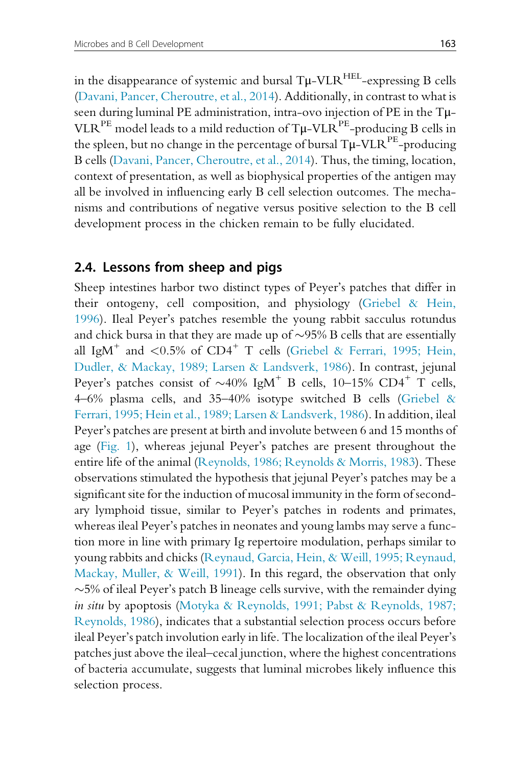in the disappearance of systemic and bursal Tμ-VLR$^{HEL}$-expressing B cells (Davani, Pancer, Cheroutre, et al., 2014). Additionally, in contrast to what is seen during luminal PE administration, intra-ovo injection of PE in the Tμ-VLR$^{PE}$ model leads to a mild reduction of Tμ-VLR$^{PE}$-producing B cells in the spleen, but no change in the percentage of bursal Tμ-VLR$^{PE}$-producing B cells (Davani, Pancer, Cheroutre, et al., 2014). Thus, the timing, location, context of presentation, as well as biophysical properties of the antigen may all be involved in influencing early B cell selection outcomes. The mechanisms and contributions of negative versus positive selection to the B cell development process in the chicken remain to be fully elucidated.

## 2.4. Lessons from sheep and pigs

Sheep intestines harbor two distinct types of Peyer's patches that differ in their ontogeny, cell composition, and physiology (Griebel & Hein, 1996). Ileal Peyer's patches resemble the young rabbit sacculus rotundus and chick bursa in that they are made up of ~95% B cells that are essentially all IgM$^{+}$ and <0.5% of CD4$^{+}$ T cells (Griebel & Ferrari, 1995; Hein, Dudler, & Mackay, 1989; Larsen & Landsverk, 1986). In contrast, jejunal Peyer's patches consist of ~40% IgM$^{+}$ B cells, 10–15% CD4$^{+}$ T cells, 4–6% plasma cells, and 35–40% isotype switched B cells (Griebel & Ferrari, 1995; Hein et al., 1989; Larsen & Landsverk, 1986). In addition, ileal Peyer's patches are present at birth and involute between 6 and 15 months of age (Fig. 1), whereas jejunal Peyer's patches are present throughout the entire life of the animal (Reynolds, 1986; Reynolds & Morris, 1983). These observations stimulated the hypothesis that jejunal Peyer's patches may be a significant site for the induction of mucosal immunity in the form of secondary lymphoid tissue, similar to Peyer's patches in rodents and primates, whereas ileal Peyer's patches in neonates and young lambs may serve a function more in line with primary Ig repertoire modulation, perhaps similar to young rabbits and chicks (Reynaud, Garcia, Hein, & Weill, 1995; Reynaud, Mackay, Muller, & Weill, 1991). In this regard, the observation that only ~5% of ileal Peyer's patch B lineage cells survive, with the remainder dying *in situ* by apoptosis (Motyka & Reynolds, 1991; Pabst & Reynolds, 1987; Reynolds, 1986), indicates that a substantial selection process occurs before ileal Peyer's patch involution early in life. The localization of the ileal Peyer's patches just above the ileal–cecal junction, where the highest concentrations of bacteria accumulate, suggests that luminal microbes likely influence this selection process.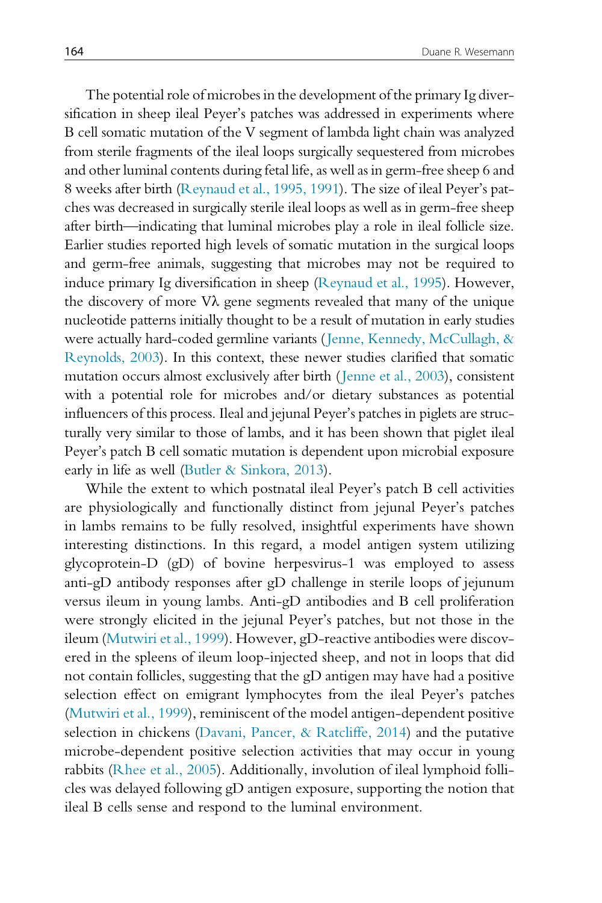The potential role of microbes in the development of the primary Ig diversification in sheep ileal Peyer's patches was addressed in experiments where B cell somatic mutation of the V segment of lambda light chain was analyzed from sterile fragments of the ileal loops surgically sequestered from microbes and other luminal contents during fetal life, as well as in germ-free sheep 6 and 8 weeks after birth (Reynaud et al., 1995, 1991). The size of ileal Peyer's patches was decreased in surgically sterile ileal loops as well as in germ-free sheep after birth—indicating that luminal microbes play a role in ileal follicle size. Earlier studies reported high levels of somatic mutation in the surgical loops and germ-free animals, suggesting that microbes may not be required to induce primary Ig diversification in sheep (Reynaud et al., 1995). However, the discovery of more Vλ gene segments revealed that many of the unique nucleotide patterns initially thought to be a result of mutation in early studies were actually hard-coded germline variants (Jenne, Kennedy, McCullagh, & Reynolds, 2003). In this context, these newer studies clarified that somatic mutation occurs almost exclusively after birth (Jenne et al., 2003), consistent with a potential role for microbes and/or dietary substances as potential influencers of this process. Ileal and jejunal Peyer's patches in piglets are structurally very similar to those of lambs, and it has been shown that piglet ileal Peyer's patch B cell somatic mutation is dependent upon microbial exposure early in life as well (Butler & Sinkora, 2013).

While the extent to which postnatal ileal Peyer's patch B cell activities are physiologically and functionally distinct from jejunal Peyer's patches in lambs remains to be fully resolved, insightful experiments have shown interesting distinctions. In this regard, a model antigen system utilizing glycoprotein-D (gD) of bovine herpesvirus-1 was employed to assess anti-gD antibody responses after gD challenge in sterile loops of jejunum versus ileum in young lambs. Anti-gD antibodies and B cell proliferation were strongly elicited in the jejunal Peyer's patches, but not those in the ileum (Mutwiri et al., 1999). However, gD-reactive antibodies were discovered in the spleens of ileum loop-injected sheep, and not in loops that did not contain follicles, suggesting that the gD antigen may have had a positive selection effect on emigrant lymphocytes from the ileal Peyer's patches (Mutwiri et al., 1999), reminiscent of the model antigen-dependent positive selection in chickens (Davani, Pancer, & Ratcliffe, 2014) and the putative microbe-dependent positive selection activities that may occur in young rabbits (Rhee et al., 2005). Additionally, involution of ileal lymphoid follicles was delayed following gD antigen exposure, supporting the notion that ileal B cells sense and respond to the luminal environment.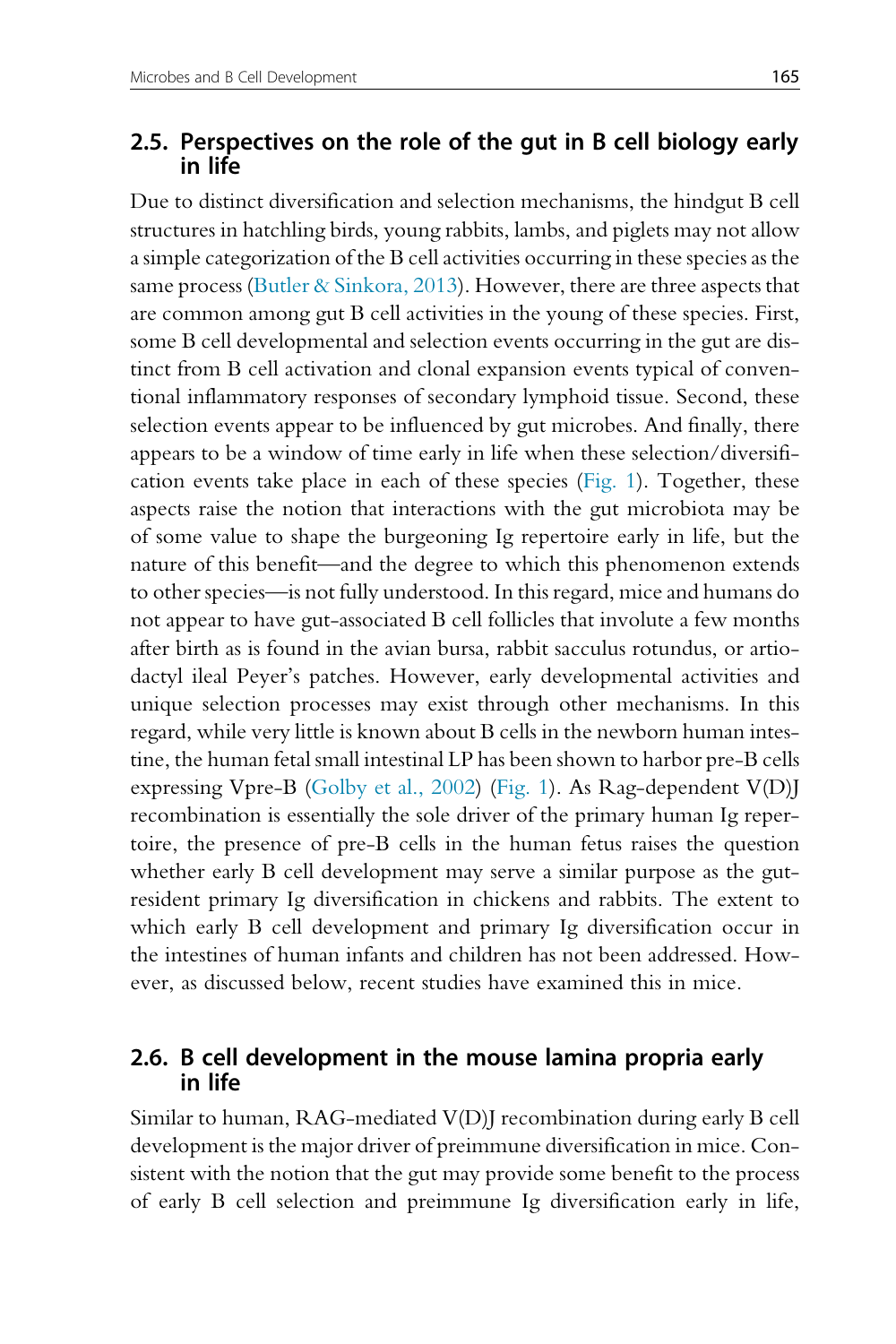## 2.5. Perspectives on the role of the gut in B cell biology early in life

Due to distinct diversification and selection mechanisms, the hindgut B cell structures in hatchling birds, young rabbits, lambs, and piglets may not allow a simple categorization of the B cell activities occurring in these species as the same process (Butler & Sinkora, 2013). However, there are three aspects that are common among gut B cell activities in the young of these species. First, some B cell developmental and selection events occurring in the gut are distinct from B cell activation and clonal expansion events typical of conventional inflammatory responses of secondary lymphoid tissue. Second, these selection events appear to be influenced by gut microbes. And finally, there appears to be a window of time early in life when these selection/diversification events take place in each of these species (Fig. 1). Together, these aspects raise the notion that interactions with the gut microbiota may be of some value to shape the burgeoning Ig repertoire early in life, but the nature of this benefit—and the degree to which this phenomenon extends to other species—is not fully understood. In this regard, mice and humans do not appear to have gut-associated B cell follicles that involute a few months after birth as is found in the avian bursa, rabbit sacculus rotundus, or artiodactyl ileal Peyer's patches. However, early developmental activities and unique selection processes may exist through other mechanisms. In this regard, while very little is known about B cells in the newborn human intestine, the human fetal small intestinal LP has been shown to harbor pre-B cells expressing Vpre-B (Golby et al., 2002) (Fig. 1). As Rag-dependent V(D)J recombination is essentially the sole driver of the primary human Ig repertoire, the presence of pre-B cells in the human fetus raises the question whether early B cell development may serve a similar purpose as the gut-resident primary Ig diversification in chickens and rabbits. The extent to which early B cell development and primary Ig diversification occur in the intestines of human infants and children has not been addressed. However, as discussed below, recent studies have examined this in mice.

## 2.6. B cell development in the mouse lamina propria early in life

Similar to human, RAG-mediated V(D)J recombination during early B cell development is the major driver of preimmune diversification in mice. Consistent with the notion that the gut may provide some benefit to the process of early B cell selection and preimmune Ig diversification early in life,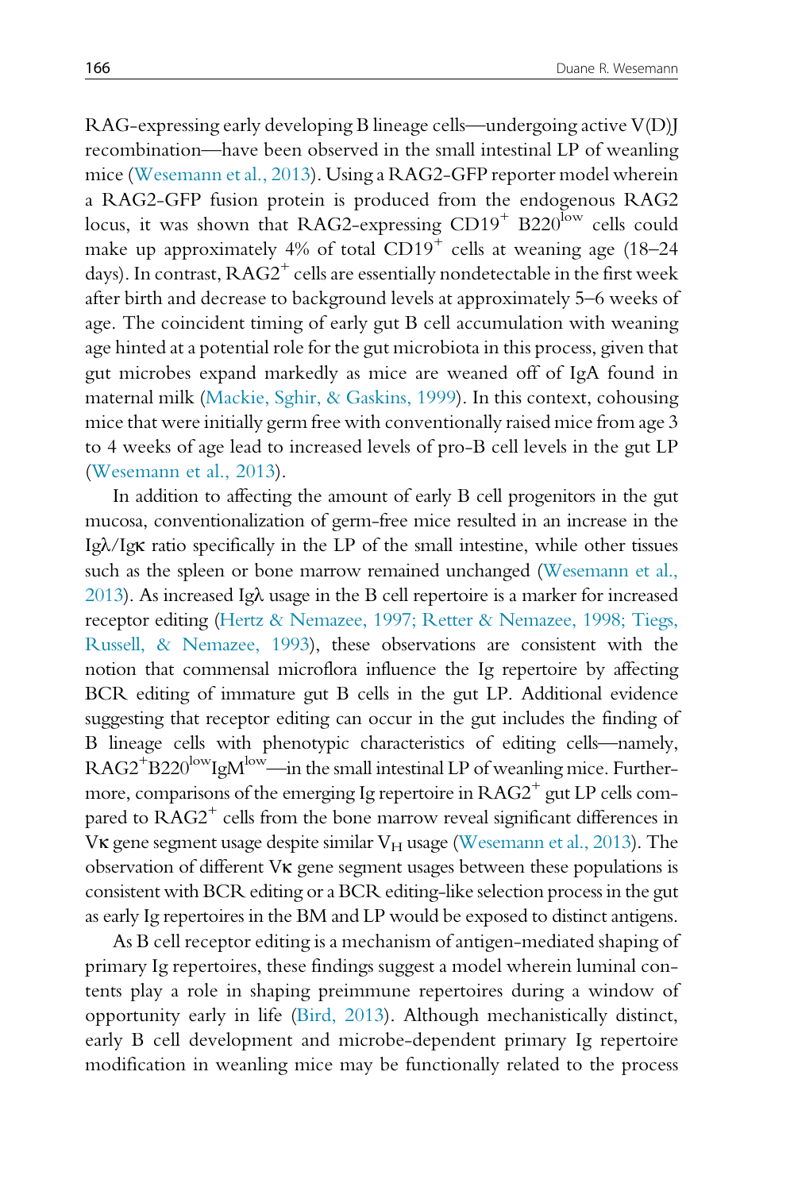RAG-expressing early developing B lineage cells—undergoing active V(D)J recombination—have been observed in the small intestinal LP of weanling mice (Wesemann et al., 2013). Using a RAG2-GFP reporter model wherein a RAG2-GFP fusion protein is produced from the endogenous RAG2 locus, it was shown that RAG2-expressing $CD19^{+}$ $B220^{low}$ cells could make up approximately 4% of total $CD19^{+}$ cells at weaning age (18–24 days). In contrast, $RAG2^{+}$ cells are essentially nondetectable in the first week after birth and decrease to background levels at approximately 5–6 weeks of age. The coincident timing of early gut B cell accumulation with weaning age hinted at a potential role for the gut microbiota in this process, given that gut microbes expand markedly as mice are weaned off of IgA found in maternal milk (Mackie, Sghir, & Gaskins, 1999). In this context, cohousing mice that were initially germ free with conventionally raised mice from age 3 to 4 weeks of age lead to increased levels of pro-B cell levels in the gut LP (Wesemann et al., 2013).

In addition to affecting the amount of early B cell progenitors in the gut mucosa, conventionalization of germ-free mice resulted in an increase in the Igλ/Igκ ratio specifically in the LP of the small intestine, while other tissues such as the spleen or bone marrow remained unchanged (Wesemann et al., 2013). As increased Igλ usage in the B cell repertoire is a marker for increased receptor editing (Hertz & Nemazee, 1997; Retter & Nemazee, 1998; Tiegs, Russell, & Nemazee, 1993), these observations are consistent with the notion that commensal microflora influence the Ig repertoire by affecting BCR editing of immature gut B cells in the gut LP. Additional evidence suggesting that receptor editing can occur in the gut includes the finding of B lineage cells with phenotypic characteristics of editing cells—namely, $RAG2^{+}B220^{low}IgM^{low}$—in the small intestinal LP of weanling mice. Furthermore, comparisons of the emerging Ig repertoire in $RAG2^{+}$ gut LP cells compared to $RAG2^{+}$ cells from the bone marrow reveal significant differences in Vκ gene segment usage despite similar $V_H$ usage (Wesemann et al., 2013). The observation of different Vκ gene segment usages between these populations is consistent with BCR editing or a BCR editing-like selection process in the gut as early Ig repertoires in the BM and LP would be exposed to distinct antigens.

As B cell receptor editing is a mechanism of antigen-mediated shaping of primary Ig repertoires, these findings suggest a model wherein luminal contents play a role in shaping preimmune repertoires during a window of opportunity early in life (Bird, 2013). Although mechanistically distinct, early B cell development and microbe-dependent primary Ig repertoire modification in weanling mice may be functionally related to the process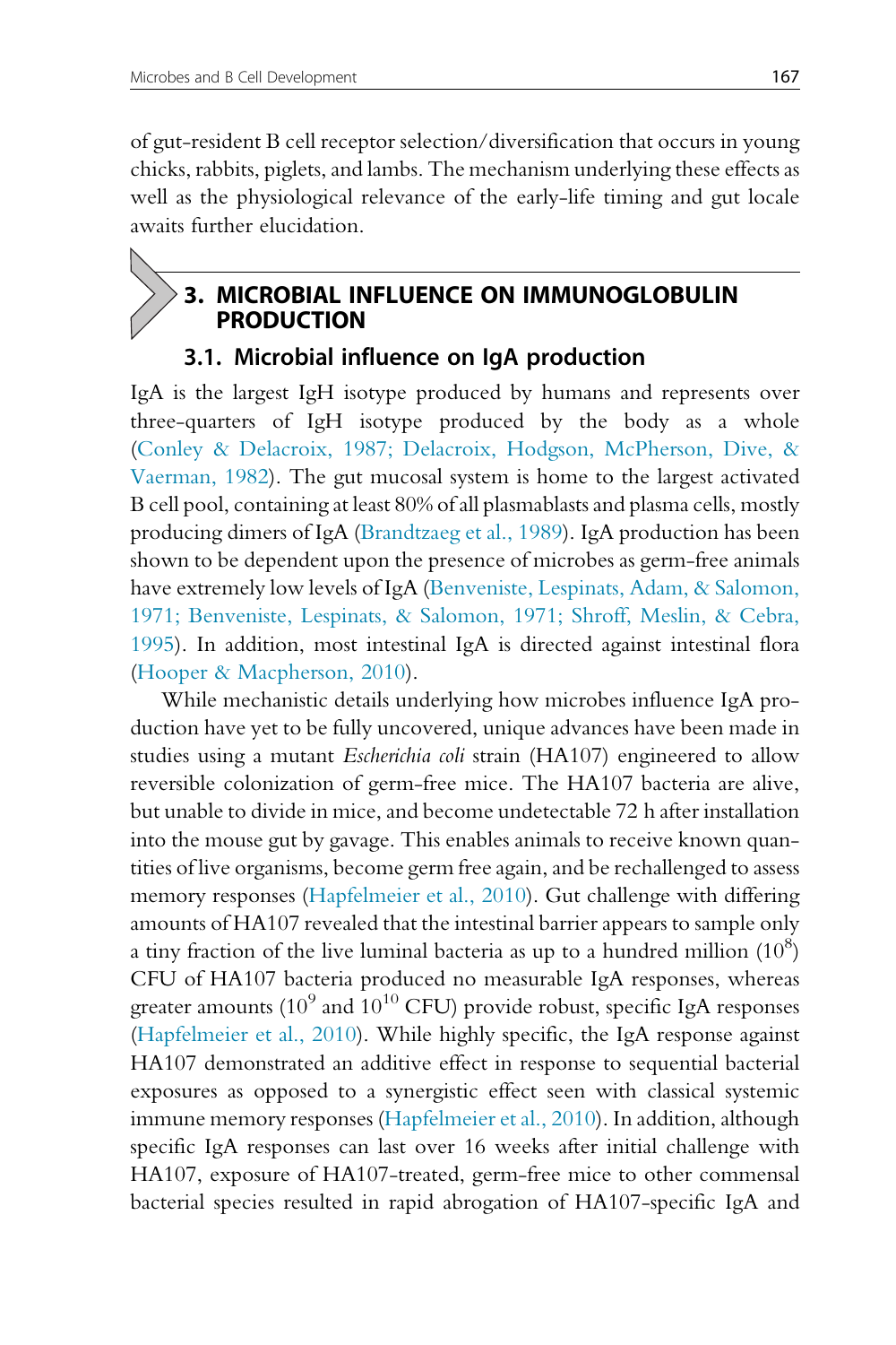of gut-resident B cell receptor selection/diversification that occurs in young chicks, rabbits, piglets, and lambs. The mechanism underlying these effects as well as the physiological relevance of the early-life timing and gut locale awaits further elucidation.

## 3. MICROBIAL INFLUENCE ON IMMUNOGLOBULIN PRODUCTION

### 3.1. Microbial influence on IgA production

IgA is the largest IgH isotype produced by humans and represents over three-quarters of IgH isotype produced by the body as a whole (Conley & Delacroix, 1987; Delacroix, Hodgson, McPherson, Dive, & Vaerman, 1982). The gut mucosal system is home to the largest activated B cell pool, containing at least 80% of all plasmablasts and plasma cells, mostly producing dimers of IgA (Brandtzaeg et al., 1989). IgA production has been shown to be dependent upon the presence of microbes as germ-free animals have extremely low levels of IgA (Benveniste, Lespinats, Adam, & Salomon, 1971; Benveniste, Lespinats, & Salomon, 1971; Shroff, Meslin, & Cebra, 1995). In addition, most intestinal IgA is directed against intestinal flora (Hooper & Macpherson, 2010).

While mechanistic details underlying how microbes influence IgA production have yet to be fully uncovered, unique advances have been made in studies using a mutant *Escherichia coli* strain (HA107) engineered to allow reversible colonization of germ-free mice. The HA107 bacteria are alive, but unable to divide in mice, and become undetectable 72 h after installation into the mouse gut by gavage. This enables animals to receive known quantities of live organisms, become germ free again, and be rechallenged to assess memory responses (Hapfelmeier et al., 2010). Gut challenge with differing amounts of HA107 revealed that the intestinal barrier appears to sample only a tiny fraction of the live luminal bacteria as up to a hundred million ($10^8$) CFU of HA107 bacteria produced no measurable IgA responses, whereas greater amounts ($10^9$ and $10^{10}$ CFU) provide robust, specific IgA responses (Hapfelmeier et al., 2010). While highly specific, the IgA response against HA107 demonstrated an additive effect in response to sequential bacterial exposures as opposed to a synergistic effect seen with classical systemic immune memory responses (Hapfelmeier et al., 2010). In addition, although specific IgA responses can last over 16 weeks after initial challenge with HA107, exposure of HA107-treated, germ-free mice to other commensal bacterial species resulted in rapid abrogation of HA107-specific IgA and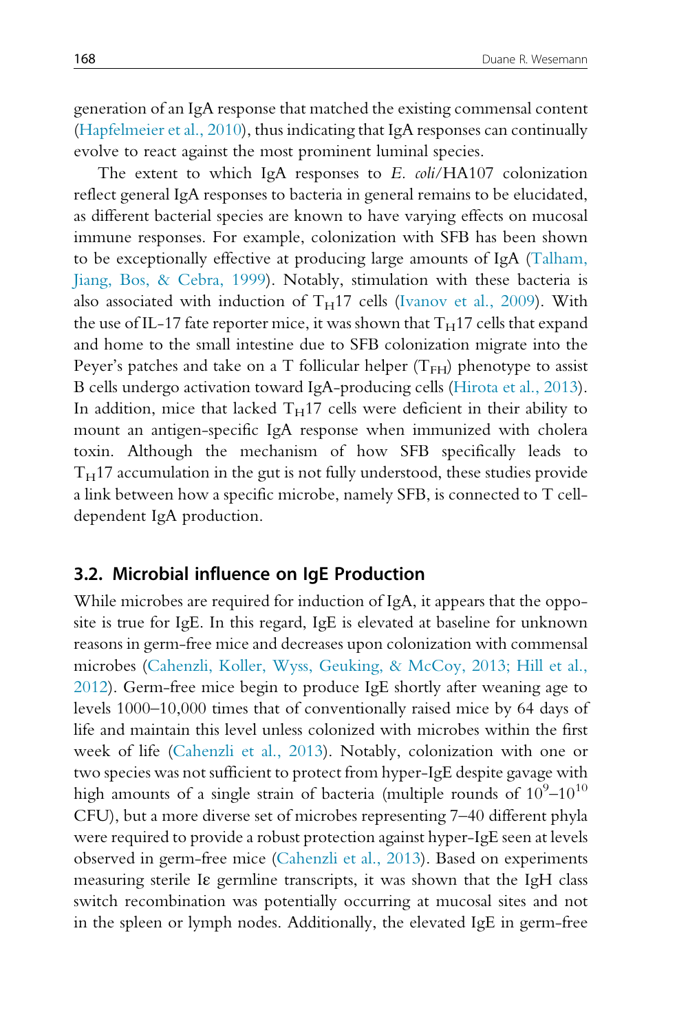generation of an IgA response that matched the existing commensal content (Hapfelmeier et al., 2010), thus indicating that IgA responses can continually evolve to react against the most prominent luminal species.

The extent to which IgA responses to *E. coli*/HA107 colonization reflect general IgA responses to bacteria in general remains to be elucidated, as different bacterial species are known to have varying effects on mucosal immune responses. For example, colonization with SFB has been shown to be exceptionally effective at producing large amounts of IgA (Talham, Jiang, Bos, & Cebra, 1999). Notably, stimulation with these bacteria is also associated with induction of $T_H17$ cells (Ivanov et al., 2009). With the use of IL-17 fate reporter mice, it was shown that $T_H17$ cells that expand and home to the small intestine due to SFB colonization migrate into the Peyer's patches and take on a T follicular helper ($T_{FH}$) phenotype to assist B cells undergo activation toward IgA-producing cells (Hirota et al., 2013). In addition, mice that lacked $T_H17$ cells were deficient in their ability to mount an antigen-specific IgA response when immunized with cholera toxin. Although the mechanism of how SFB specifically leads to $T_H17$ accumulation in the gut is not fully understood, these studies provide a link between how a specific microbe, namely SFB, is connected to T cell-dependent IgA production.

### 3.2. Microbial influence on IgE Production

While microbes are required for induction of IgA, it appears that the opposite is true for IgE. In this regard, IgE is elevated at baseline for unknown reasons in germ-free mice and decreases upon colonization with commensal microbes (Cahenzli, Koller, Wyss, Geuking, & McCoy, 2013; Hill et al., 2012). Germ-free mice begin to produce IgE shortly after weaning age to levels 1000–10,000 times that of conventionally raised mice by 64 days of life and maintain this level unless colonized with microbes within the first week of life (Cahenzli et al., 2013). Notably, colonization with one or two species was not sufficient to protect from hyper-IgE despite gavage with high amounts of a single strain of bacteria (multiple rounds of $10^9$–$10^{10}$ CFU), but a more diverse set of microbes representing 7–40 different phyla were required to provide a robust protection against hyper-IgE seen at levels observed in germ-free mice (Cahenzli et al., 2013). Based on experiments measuring sterile Iε germline transcripts, it was shown that the IgH class switch recombination was potentially occurring at mucosal sites and not in the spleen or lymph nodes. Additionally, the elevated IgE in germ-free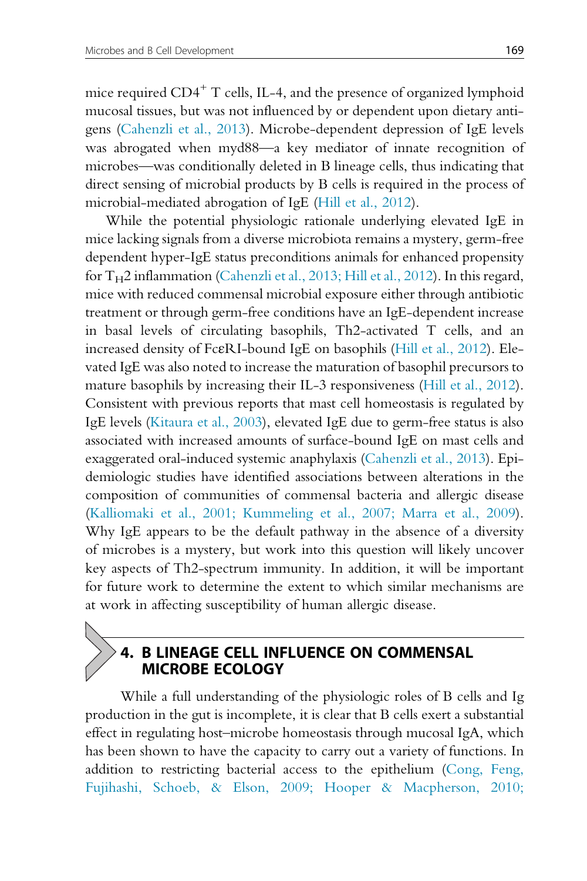mice required $CD4^+$ T cells, IL-4, and the presence of organized lymphoid mucosal tissues, but was not influenced by or dependent upon dietary antigens (Cahenzli et al., 2013). Microbe-dependent depression of IgE levels was abrogated when myd88—a key mediator of innate recognition of microbes—was conditionally deleted in B lineage cells, thus indicating that direct sensing of microbial products by B cells is required in the process of microbial-mediated abrogation of IgE (Hill et al., 2012).

While the potential physiologic rationale underlying elevated IgE in mice lacking signals from a diverse microbiota remains a mystery, germ-free dependent hyper-IgE status preconditions animals for enhanced propensity for $T_H2$ inflammation (Cahenzli et al., 2013; Hill et al., 2012). In this regard, mice with reduced commensal microbial exposure either through antibiotic treatment or through germ-free conditions have an IgE-dependent increase in basal levels of circulating basophils, Th2-activated T cells, and an increased density of FcεRI-bound IgE on basophils (Hill et al., 2012). Elevated IgE was also noted to increase the maturation of basophil precursors to mature basophils by increasing their IL-3 responsiveness (Hill et al., 2012). Consistent with previous reports that mast cell homeostasis is regulated by IgE levels (Kitaura et al., 2003), elevated IgE due to germ-free status is also associated with increased amounts of surface-bound IgE on mast cells and exaggerated oral-induced systemic anaphylaxis (Cahenzli et al., 2013). Epidemiologic studies have identified associations between alterations in the composition of communities of commensal bacteria and allergic disease (Kalliomaki et al., 2001; Kummeling et al., 2007; Marra et al., 2009). Why IgE appears to be the default pathway in the absence of a diversity of microbes is a mystery, but work into this question will likely uncover key aspects of Th2-spectrum immunity. In addition, it will be important for future work to determine the extent to which similar mechanisms are at work in affecting susceptibility of human allergic disease.

## 4. B LINEAGE CELL INFLUENCE ON COMMENSAL MICROBE ECOLOGY

While a full understanding of the physiologic roles of B cells and Ig production in the gut is incomplete, it is clear that B cells exert a substantial effect in regulating host–microbe homeostasis through mucosal IgA, which has been shown to have the capacity to carry out a variety of functions. In addition to restricting bacterial access to the epithelium (Cong, Feng, Fujihashi, Schoeb, & Elson, 2009; Hooper & Macpherson, 2010;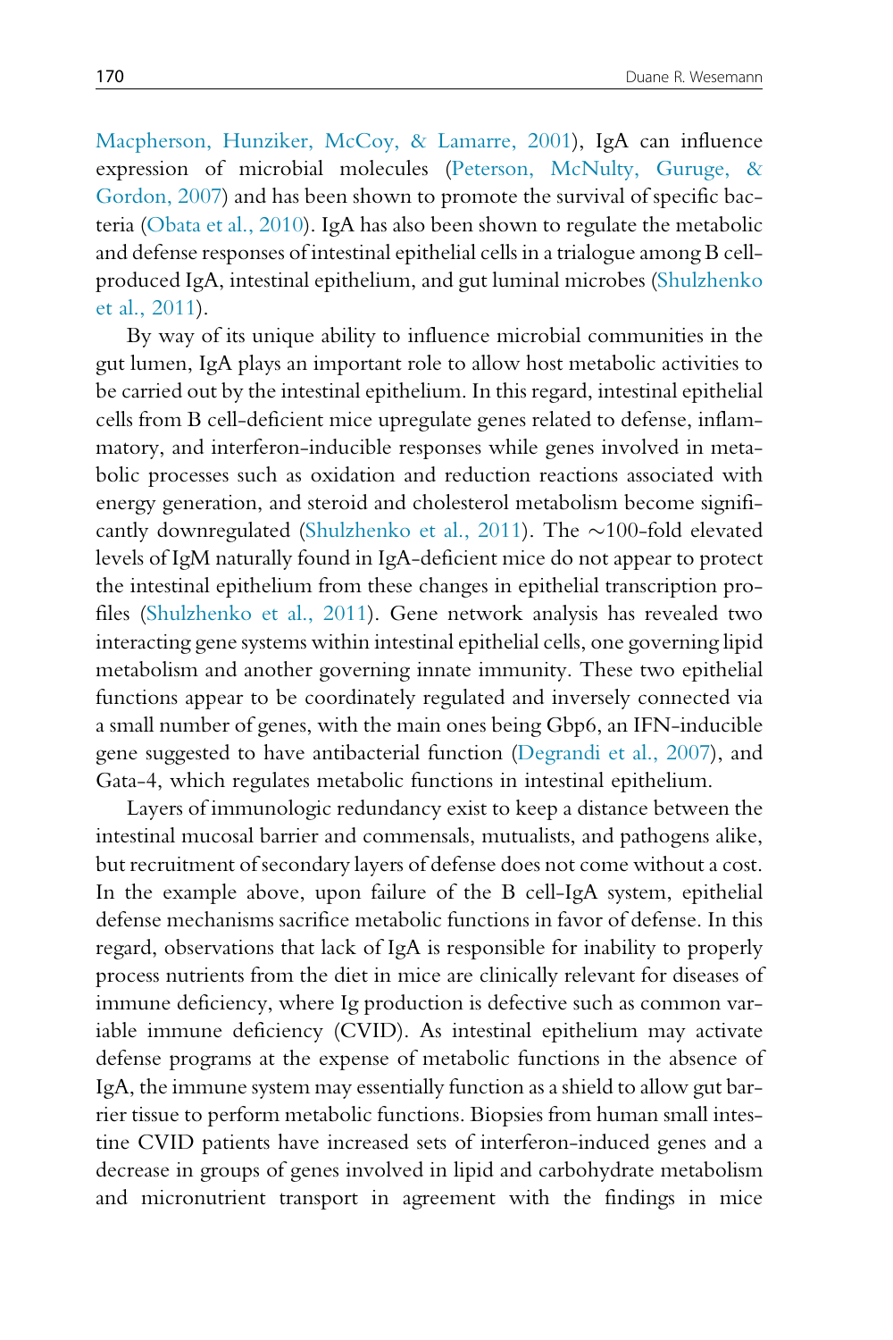Macpherson, Hunziker, McCoy, & Lamarre, 2001), IgA can influence expression of microbial molecules (Peterson, McNulty, Guruge, & Gordon, 2007) and has been shown to promote the survival of specific bacteria (Obata et al., 2010). IgA has also been shown to regulate the metabolic and defense responses of intestinal epithelial cells in a trialogue among B cell-produced IgA, intestinal epithelium, and gut luminal microbes (Shulzhenko et al., 2011).

By way of its unique ability to influence microbial communities in the gut lumen, IgA plays an important role to allow host metabolic activities to be carried out by the intestinal epithelium. In this regard, intestinal epithelial cells from B cell-deficient mice upregulate genes related to defense, inflammatory, and interferon-inducible responses while genes involved in metabolic processes such as oxidation and reduction reactions associated with energy generation, and steroid and cholesterol metabolism become significantly downregulated (Shulzhenko et al., 2011). The ~100-fold elevated levels of IgM naturally found in IgA-deficient mice do not appear to protect the intestinal epithelium from these changes in epithelial transcription profiles (Shulzhenko et al., 2011). Gene network analysis has revealed two interacting gene systems within intestinal epithelial cells, one governing lipid metabolism and another governing innate immunity. These two epithelial functions appear to be coordinately regulated and inversely connected via a small number of genes, with the main ones being Gbp6, an IFN-inducible gene suggested to have antibacterial function (Degrandi et al., 2007), and Gata-4, which regulates metabolic functions in intestinal epithelium.

Layers of immunologic redundancy exist to keep a distance between the intestinal mucosal barrier and commensals, mutualists, and pathogens alike, but recruitment of secondary layers of defense does not come without a cost. In the example above, upon failure of the B cell-IgA system, epithelial defense mechanisms sacrifice metabolic functions in favor of defense. In this regard, observations that lack of IgA is responsible for inability to properly process nutrients from the diet in mice are clinically relevant for diseases of immune deficiency, where Ig production is defective such as common variable immune deficiency (CVID). As intestinal epithelium may activate defense programs at the expense of metabolic functions in the absence of IgA, the immune system may essentially function as a shield to allow gut barrier tissue to perform metabolic functions. Biopsies from human small intestine CVID patients have increased sets of interferon-induced genes and a decrease in groups of genes involved in lipid and carbohydrate metabolism and micronutrient transport in agreement with the findings in mice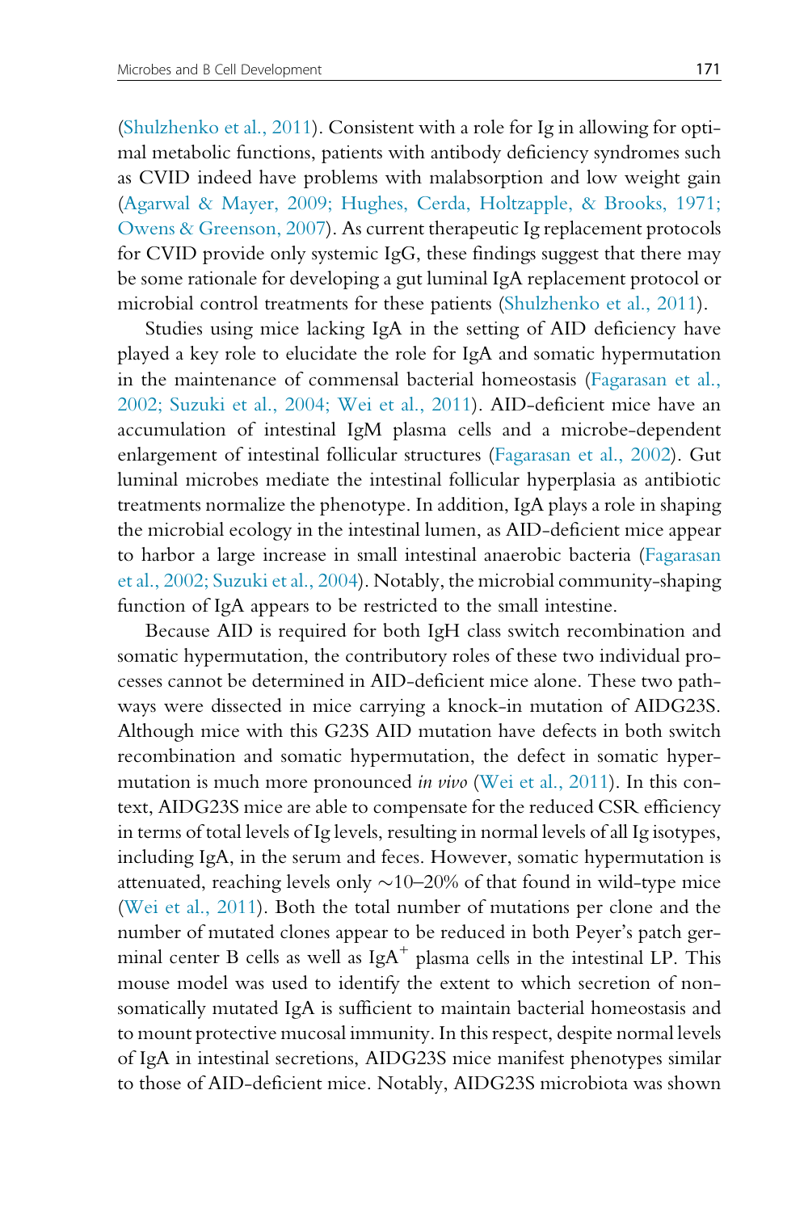(Shulzhenko et al., 2011). Consistent with a role for Ig in allowing for optimal metabolic functions, patients with antibody deficiency syndromes such as CVID indeed have problems with malabsorption and low weight gain (Agarwal & Mayer, 2009; Hughes, Cerda, Holtzapple, & Brooks, 1971; Owens & Greenson, 2007). As current therapeutic Ig replacement protocols for CVID provide only systemic IgG, these findings suggest that there may be some rationale for developing a gut luminal IgA replacement protocol or microbial control treatments for these patients (Shulzhenko et al., 2011).

Studies using mice lacking IgA in the setting of AID deficiency have played a key role to elucidate the role for IgA and somatic hypermutation in the maintenance of commensal bacterial homeostasis (Fagarasan et al., 2002; Suzuki et al., 2004; Wei et al., 2011). AID-deficient mice have an accumulation of intestinal IgM plasma cells and a microbe-dependent enlargement of intestinal follicular structures (Fagarasan et al., 2002). Gut luminal microbes mediate the intestinal follicular hyperplasia as antibiotic treatments normalize the phenotype. In addition, IgA plays a role in shaping the microbial ecology in the intestinal lumen, as AID-deficient mice appear to harbor a large increase in small intestinal anaerobic bacteria (Fagarasan et al., 2002; Suzuki et al., 2004). Notably, the microbial community-shaping function of IgA appears to be restricted to the small intestine.

Because AID is required for both IgH class switch recombination and somatic hypermutation, the contributory roles of these two individual processes cannot be determined in AID-deficient mice alone. These two pathways were dissected in mice carrying a knock-in mutation of AIDG23S. Although mice with this G23S AID mutation have defects in both switch recombination and somatic hypermutation, the defect in somatic hypermutation is much more pronounced *in vivo* (Wei et al., 2011). In this context, AIDG23S mice are able to compensate for the reduced CSR efficiency in terms of total levels of Ig levels, resulting in normal levels of all Ig isotypes, including IgA, in the serum and feces. However, somatic hypermutation is attenuated, reaching levels only ~10–20% of that found in wild-type mice (Wei et al., 2011). Both the total number of mutations per clone and the number of mutated clones appear to be reduced in both Peyer's patch germinal center B cells as well as $IgA^+$ plasma cells in the intestinal LP. This mouse model was used to identify the extent to which secretion of non-somatically mutated IgA is sufficient to maintain bacterial homeostasis and to mount protective mucosal immunity. In this respect, despite normal levels of IgA in intestinal secretions, AIDG23S mice manifest phenotypes similar to those of AID-deficient mice. Notably, AIDG23S microbiota was shown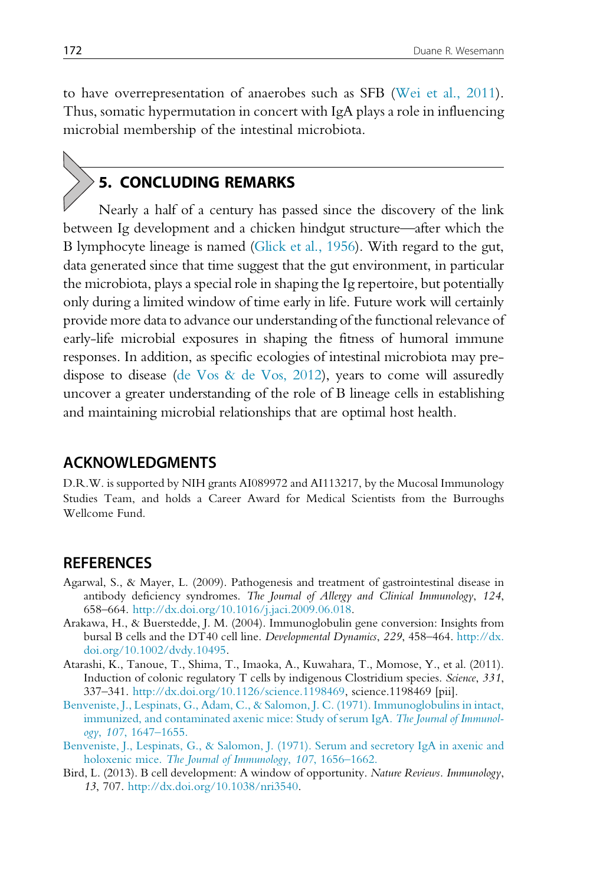to have overrepresentation of anaerobes such as SFB (Wei et al., 2011). Thus, somatic hypermutation in concert with IgA plays a role in influencing microbial membership of the intestinal microbiota.

## 5. CONCLUDING REMARKS

Nearly a half of a century has passed since the discovery of the link between Ig development and a chicken hindgut structure—after which the B lymphocyte lineage is named (Glick et al., 1956). With regard to the gut, data generated since that time suggest that the gut environment, in particular the microbiota, plays a special role in shaping the Ig repertoire, but potentially only during a limited window of time early in life. Future work will certainly provide more data to advance our understanding of the functional relevance of early-life microbial exposures in shaping the fitness of humoral immune responses. In addition, as specific ecologies of intestinal microbiota may predispose to disease (de Vos & de Vos, 2012), years to come will assuredly uncover a greater understanding of the role of B lineage cells in establishing and maintaining microbial relationships that are optimal host health.

## ACKNOWLEDGMENTS

D.R.W. is supported by NIH grants AI089972 and AI113217, by the Mucosal Immunology Studies Team, and holds a Career Award for Medical Scientists from the Burroughs Wellcome Fund.

## REFERENCES

Agarwal, S., & Mayer, L. (2009). Pathogenesis and treatment of gastrointestinal disease in antibody deficiency syndromes. *The Journal of Allergy and Clinical Immunology*, *124*, 658–664. http://dx.doi.org/10.1016/j.jaci.2009.06.018.

Arakawa, H., & Buerstedde, J. M. (2004). Immunoglobulin gene conversion: Insights from bursal B cells and the DT40 cell line. *Developmental Dynamics*, *229*, 458–464. http://dx.doi.org/10.1002/dvdy.10495.

Atarashi, K., Tanoue, T., Shima, T., Imaoka, A., Kuwahara, T., Momose, Y., et al. (2011). Induction of colonic regulatory T cells by indigenous Clostridium species. *Science*, *331*, 337–341. http://dx.doi.org/10.1126/science.1198469, science.1198469 [pii].

Benveniste, J., Lespinats, G., Adam, C., & Salomon, J. C. (1971). Immunoglobulins in intact, immunized, and contaminated axenic mice: Study of serum IgA. *The Journal of Immunology*, *107*, 1647–1655.

Benveniste, J., Lespinats, G., & Salomon, J. (1971). Serum and secretory IgA in axenic and holoxenic mice. *The Journal of Immunology*, *107*, 1656–1662.

Bird, L. (2013). B cell development: A window of opportunity. *Nature Reviews. Immunology*, *13*, 707. http://dx.doi.org/10.1038/nri3540.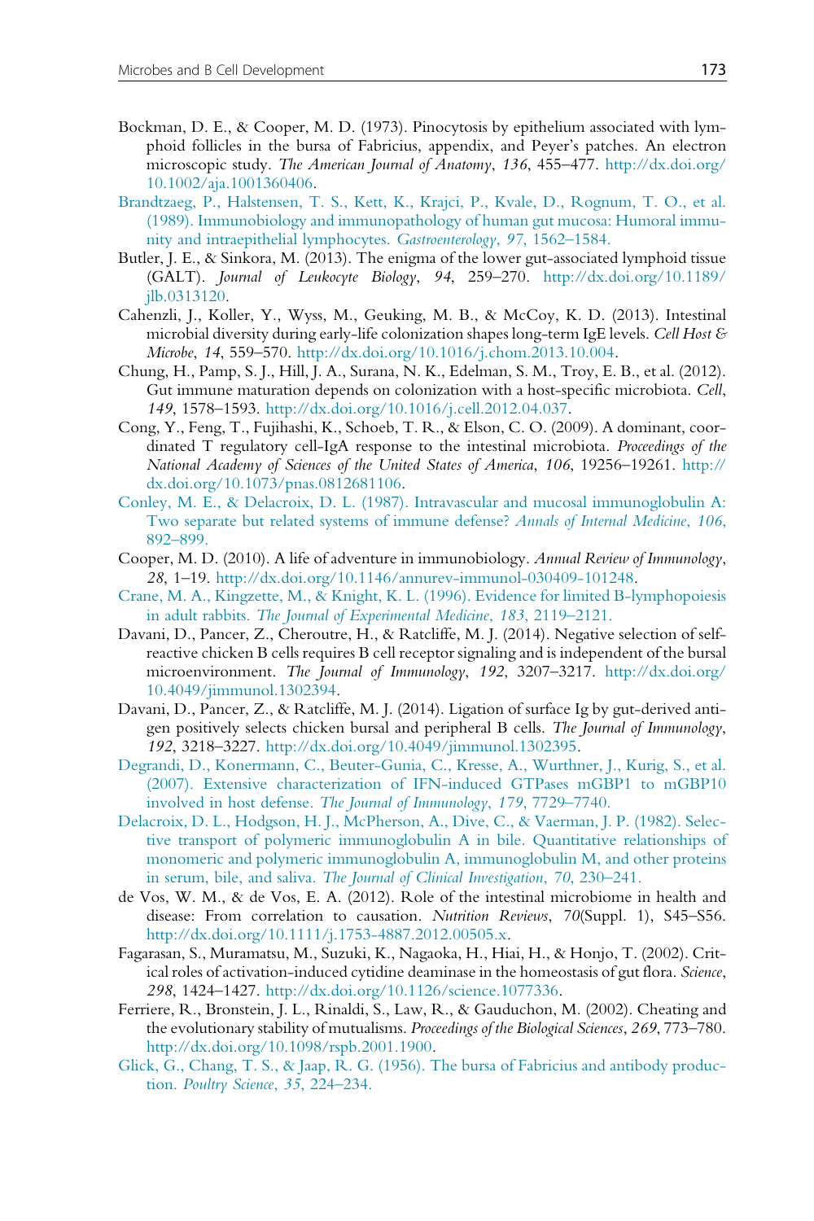Bockman, D. E., & Cooper, M. D. (1973). Pinocytosis by epithelium associated with lymphoid follicles in the bursa of Fabricius, appendix, and Peyer's patches. An electron microscopic study. *The American Journal of Anatomy*, *136*, 455–477. http://dx.doi.org/10.1002/aja.1001360406.

Brandtzaeg, P., Halstensen, T. S., Kett, K., Krajci, P., Kvale, D., Rognum, T. O., et al. (1989). Immunobiology and immunopathology of human gut mucosa: Humoral immunity and intraepithelial lymphocytes. *Gastroenterology*, *97*, 1562–1584.

Butler, J. E., & Sinkora, M. (2013). The enigma of the lower gut-associated lymphoid tissue (GALT). *Journal of Leukocyte Biology*, *94*, 259–270. http://dx.doi.org/10.1189/jlb.0313120.

Cahenzli, J., Koller, Y., Wyss, M., Geuking, M. B., & McCoy, K. D. (2013). Intestinal microbial diversity during early-life colonization shapes long-term IgE levels. *Cell Host & Microbe*, *14*, 559–570. http://dx.doi.org/10.1016/j.chom.2013.10.004.

Chung, H., Pamp, S. J., Hill, J. A., Surana, N. K., Edelman, S. M., Troy, E. B., et al. (2012). Gut immune maturation depends on colonization with a host-specific microbiota. *Cell*, *149*, 1578–1593. http://dx.doi.org/10.1016/j.cell.2012.04.037.

Cong, Y., Feng, T., Fujihashi, K., Schoeb, T. R., & Elson, C. O. (2009). A dominant, coordinated T regulatory cell-IgA response to the intestinal microbiota. *Proceedings of the National Academy of Sciences of the United States of America*, *106*, 19256–19261. http://dx.doi.org/10.1073/pnas.0812681106.

Conley, M. E., & Delacroix, D. L. (1987). Intravascular and mucosal immunoglobulin A: Two separate but related systems of immune defense? *Annals of Internal Medicine*, *106*, 892–899.

Cooper, M. D. (2010). A life of adventure in immunobiology. *Annual Review of Immunology*, *28*, 1–19. http://dx.doi.org/10.1146/annurev-immunol-030409-101248.

Crane, M. A., Kingzette, M., & Knight, K. L. (1996). Evidence for limited B-lymphopoiesis in adult rabbits. *The Journal of Experimental Medicine*, *183*, 2119–2121.

Davani, D., Pancer, Z., Cheroutre, H., & Ratcliffe, M. J. (2014). Negative selection of self-reactive chicken B cells requires B cell receptor signaling and is independent of the bursal microenvironment. *The Journal of Immunology*, *192*, 3207–3217. http://dx.doi.org/10.4049/jimmunol.1302394.

Davani, D., Pancer, Z., & Ratcliffe, M. J. (2014). Ligation of surface Ig by gut-derived antigen positively selects chicken bursal and peripheral B cells. *The Journal of Immunology*, *192*, 3218–3227. http://dx.doi.org/10.4049/jimmunol.1302395.

Degrandi, D., Konermann, C., Beuter-Gunia, C., Kresse, A., Wurthner, J., Kurig, S., et al. (2007). Extensive characterization of IFN-induced GTPases mGBP1 to mGBP10 involved in host defense. *The Journal of Immunology*, *179*, 7729–7740.

Delacroix, D. L., Hodgson, H. J., McPherson, A., Dive, C., & Vaerman, J. P. (1982). Selective transport of polymeric immunoglobulin A in bile. Quantitative relationships of monomeric and polymeric immunoglobulin A, immunoglobulin M, and other proteins in serum, bile, and saliva. *The Journal of Clinical Investigation*, *70*, 230–241.

de Vos, W. M., & de Vos, E. A. (2012). Role of the intestinal microbiome in health and disease: From correlation to causation. *Nutrition Reviews*, *70*(Suppl. 1), S45–S56. http://dx.doi.org/10.1111/j.1753-4887.2012.00505.x.

Fagarasan, S., Muramatsu, M., Suzuki, K., Nagaoka, H., Hiai, H., & Honjo, T. (2002). Critical roles of activation-induced cytidine deaminase in the homeostasis of gut flora. *Science*, *298*, 1424–1427. http://dx.doi.org/10.1126/science.1077336.

Ferriere, R., Bronstein, J. L., Rinaldi, S., Law, R., & Gauduchon, M. (2002). Cheating and the evolutionary stability of mutualisms. *Proceedings of the Biological Sciences*, *269*, 773–780. http://dx.doi.org/10.1098/rspb.2001.1900.

Glick, G., Chang, T. S., & Jaap, R. G. (1956). The bursa of Fabricius and antibody production. *Poultry Science*, *35*, 224–234.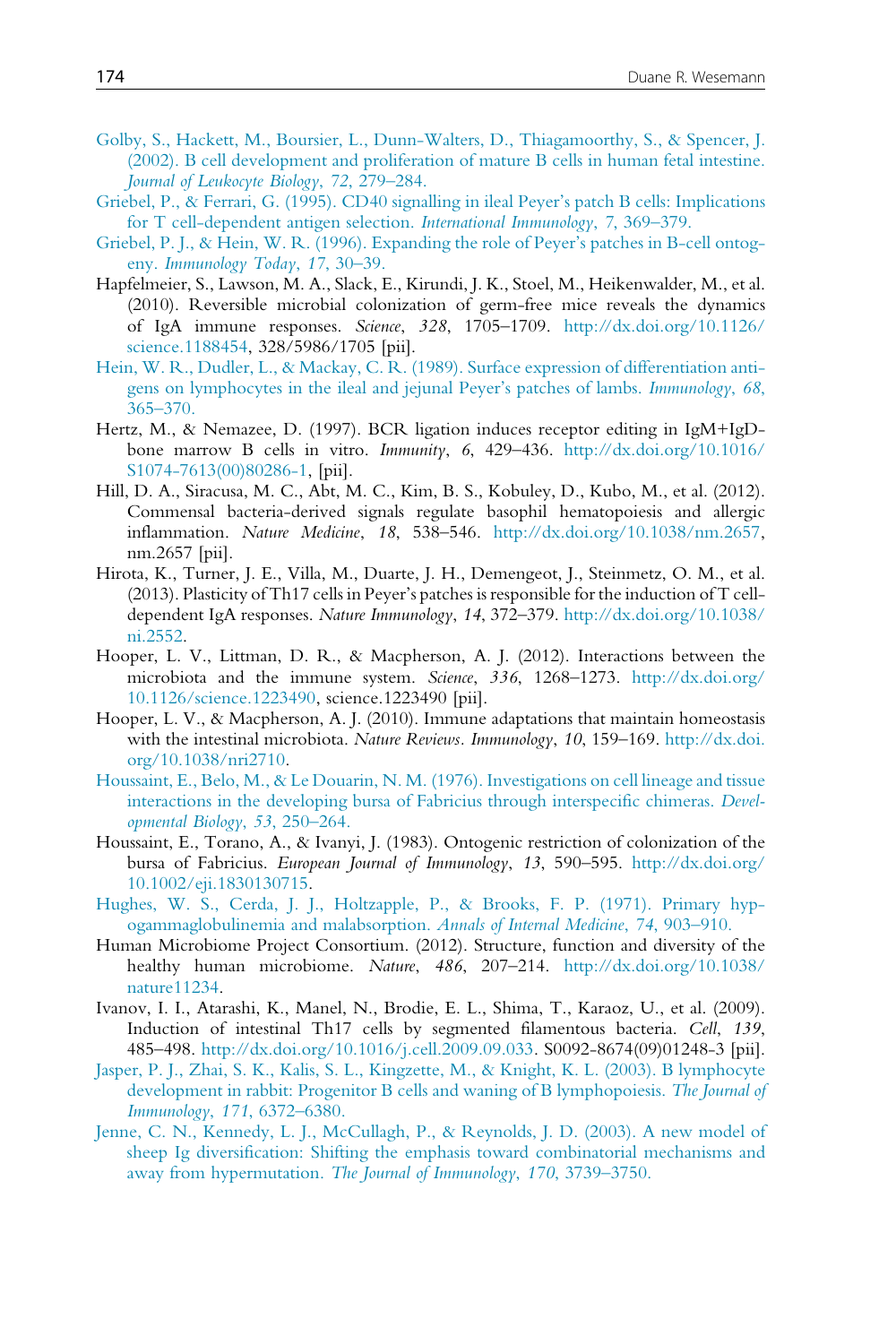Golby, S., Hackett, M., Boursier, L., Dunn-Walters, D., Thiagamoorthy, S., & Spencer, J. (2002). B cell development and proliferation of mature B cells in human fetal intestine. *Journal of Leukocyte Biology*, *72*, 279–284.

Griebel, P., & Ferrari, G. (1995). CD40 signalling in ileal Peyer's patch B cells: Implications for T cell-dependent antigen selection. *International Immunology*, *7*, 369–379.

Griebel, P. J., & Hein, W. R. (1996). Expanding the role of Peyer's patches in B-cell ontogeny. *Immunology Today*, *17*, 30–39.

Hapfelmeier, S., Lawson, M. A., Slack, E., Kirundi, J. K., Stoel, M., Heikenwalder, M., et al. (2010). Reversible microbial colonization of germ-free mice reveals the dynamics of IgA immune responses. *Science*, *328*, 1705–1709. http://dx.doi.org/10.1126/science.1188454, 328/5986/1705 [pii].

Hein, W. R., Dudler, L., & Mackay, C. R. (1989). Surface expression of differentiation antigens on lymphocytes in the ileal and jejunal Peyer's patches of lambs. *Immunology*, *68*, 365–370.

Hertz, M., & Nemazee, D. (1997). BCR ligation induces receptor editing in IgM+IgD- bone marrow B cells in vitro. *Immunity*, *6*, 429–436. http://dx.doi.org/10.1016/S1074-7613(00)80286-1, [pii].

Hill, D. A., Siracusa, M. C., Abt, M. C., Kim, B. S., Kobuley, D., Kubo, M., et al. (2012). Commensal bacteria-derived signals regulate basophil hematopoiesis and allergic inflammation. *Nature Medicine*, *18*, 538–546. http://dx.doi.org/10.1038/nm.2657, nm.2657 [pii].

Hirota, K., Turner, J. E., Villa, M., Duarte, J. H., Demengeot, J., Steinmetz, O. M., et al. (2013). Plasticity of Th17 cells in Peyer's patches is responsible for the induction of T cell-dependent IgA responses. *Nature Immunology*, *14*, 372–379. http://dx.doi.org/10.1038/ni.2552.

Hooper, L. V., Littman, D. R., & Macpherson, A. J. (2012). Interactions between the microbiota and the immune system. *Science*, *336*, 1268–1273. http://dx.doi.org/10.1126/science.1223490, science.1223490 [pii].

Hooper, L. V., & Macpherson, A. J. (2010). Immune adaptations that maintain homeostasis with the intestinal microbiota. *Nature Reviews. Immunology*, *10*, 159–169. http://dx.doi.org/10.1038/nri2710.

Houssaint, E., Belo, M., & Le Douarin, N. M. (1976). Investigations on cell lineage and tissue interactions in the developing bursa of Fabricius through interspecific chimeras. *Developmental Biology*, *53*, 250–264.

Houssaint, E., Torano, A., & Ivanyi, J. (1983). Ontogenic restriction of colonization of the bursa of Fabricius. *European Journal of Immunology*, *13*, 590–595. http://dx.doi.org/10.1002/eji.1830130715.

Hughes, W. S., Cerda, J. J., Holtzapple, P., & Brooks, F. P. (1971). Primary hypogammaglobulinemia and malabsorption. *Annals of Internal Medicine*, *74*, 903–910.

Human Microbiome Project Consortium. (2012). Structure, function and diversity of the healthy human microbiome. *Nature*, *486*, 207–214. http://dx.doi.org/10.1038/nature11234.

Ivanov, I. I., Atarashi, K., Manel, N., Brodie, E. L., Shima, T., Karaoz, U., et al. (2009). Induction of intestinal Th17 cells by segmented filamentous bacteria. *Cell*, *139*, 485–498. http://dx.doi.org/10.1016/j.cell.2009.09.033. S0092-8674(09)01248-3 [pii].

Jasper, P. J., Zhai, S. K., Kalis, S. L., Kingzette, M., & Knight, K. L. (2003). B lymphocyte development in rabbit: Progenitor B cells and waning of B lymphopoiesis. *The Journal of Immunology*, *171*, 6372–6380.

Jenne, C. N., Kennedy, L. J., McCullagh, P., & Reynolds, J. D. (2003). A new model of sheep Ig diversification: Shifting the emphasis toward combinatorial mechanisms and away from hypermutation. *The Journal of Immunology*, *170*, 3739–3750.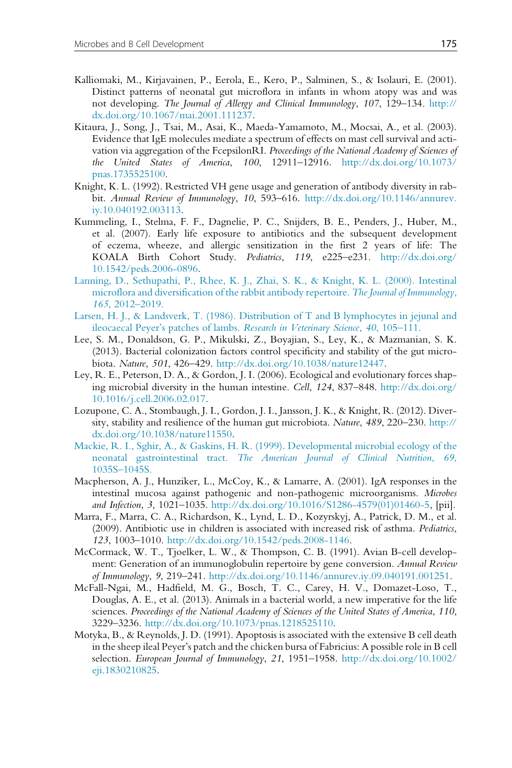Kalliomaki, M., Kirjavainen, P., Eerola, E., Kero, P., Salminen, S., & Isolauri, E. (2001). Distinct patterns of neonatal gut microflora in infants in whom atopy was and was not developing. *The Journal of Allergy and Clinical Immunology*, *107*, 129–134. http://dx.doi.org/10.1067/mai.2001.111237.

Kitaura, J., Song, J., Tsai, M., Asai, K., Maeda-Yamamoto, M., Mocsai, A., et al. (2003). Evidence that IgE molecules mediate a spectrum of effects on mast cell survival and activation via aggregation of the FcepsilonRI. *Proceedings of the National Academy of Sciences of the United States of America*, *100*, 12911–12916. http://dx.doi.org/10.1073/pnas.1735525100.

Knight, K. L. (1992). Restricted VH gene usage and generation of antibody diversity in rabbit. *Annual Review of Immunology*, *10*, 593–616. http://dx.doi.org/10.1146/annurev.iy.10.040192.003113.

Kummeling, I., Stelma, F. F., Dagnelie, P. C., Snijders, B. E., Penders, J., Huber, M., et al. (2007). Early life exposure to antibiotics and the subsequent development of eczema, wheeze, and allergic sensitization in the first 2 years of life: The KOALA Birth Cohort Study. *Pediatrics*, *119*, e225–e231. http://dx.doi.org/10.1542/peds.2006-0896.

Lanning, D., Sethupathi, P., Rhee, K. J., Zhai, S. K., & Knight, K. L. (2000). Intestinal microflora and diversification of the rabbit antibody repertoire. *The Journal of Immunology*, *165*, 2012–2019.

Larsen, H. J., & Landsverk, T. (1986). Distribution of T and B lymphocytes in jejunal and ileocaecal Peyer's patches of lambs. *Research in Veterinary Science*, *40*, 105–111.

Lee, S. M., Donaldson, G. P., Mikulski, Z., Boyajian, S., Ley, K., & Mazmanian, S. K. (2013). Bacterial colonization factors control specificity and stability of the gut microbiota. *Nature*, *501*, 426–429. http://dx.doi.org/10.1038/nature12447.

Ley, R. E., Peterson, D. A., & Gordon, J. I. (2006). Ecological and evolutionary forces shaping microbial diversity in the human intestine. *Cell*, *124*, 837–848. http://dx.doi.org/10.1016/j.cell.2006.02.017.

Lozupone, C. A., Stombaugh, J. I., Gordon, J. I., Jansson, J. K., & Knight, R. (2012). Diversity, stability and resilience of the human gut microbiota. *Nature*, *489*, 220–230. http://dx.doi.org/10.1038/nature11550.

Mackie, R. I., Sghir, A., & Gaskins, H. R. (1999). Developmental microbial ecology of the neonatal gastrointestinal tract. *The American Journal of Clinical Nutrition*, *69*, 1035S–1045S.

Macpherson, A. J., Hunziker, L., McCoy, K., & Lamarre, A. (2001). IgA responses in the intestinal mucosa against pathogenic and non-pathogenic microorganisms. *Microbes and Infection*, *3*, 1021–1035. http://dx.doi.org/10.1016/S1286-4579(01)01460-5, [pii].

Marra, F., Marra, C. A., Richardson, K., Lynd, L. D., Kozyrskyj, A., Patrick, D. M., et al. (2009). Antibiotic use in children is associated with increased risk of asthma. *Pediatrics*, *123*, 1003–1010. http://dx.doi.org/10.1542/peds.2008-1146.

McCormack, W. T., Tjoelker, L. W., & Thompson, C. B. (1991). Avian B-cell development: Generation of an immunoglobulin repertoire by gene conversion. *Annual Review of Immunology*, *9*, 219–241. http://dx.doi.org/10.1146/annurev.iy.09.040191.001251.

McFall-Ngai, M., Hadfield, M. G., Bosch, T. C., Carey, H. V., Domazet-Loso, T., Douglas, A. E., et al. (2013). Animals in a bacterial world, a new imperative for the life sciences. *Proceedings of the National Academy of Sciences of the United States of America*, *110*, 3229–3236. http://dx.doi.org/10.1073/pnas.1218525110.

Motyka, B., & Reynolds, J. D. (1991). Apoptosis is associated with the extensive B cell death in the sheep ileal Peyer's patch and the chicken bursa of Fabricius: A possible role in B cell selection. *European Journal of Immunology*, *21*, 1951–1958. http://dx.doi.org/10.1002/eji.1830210825.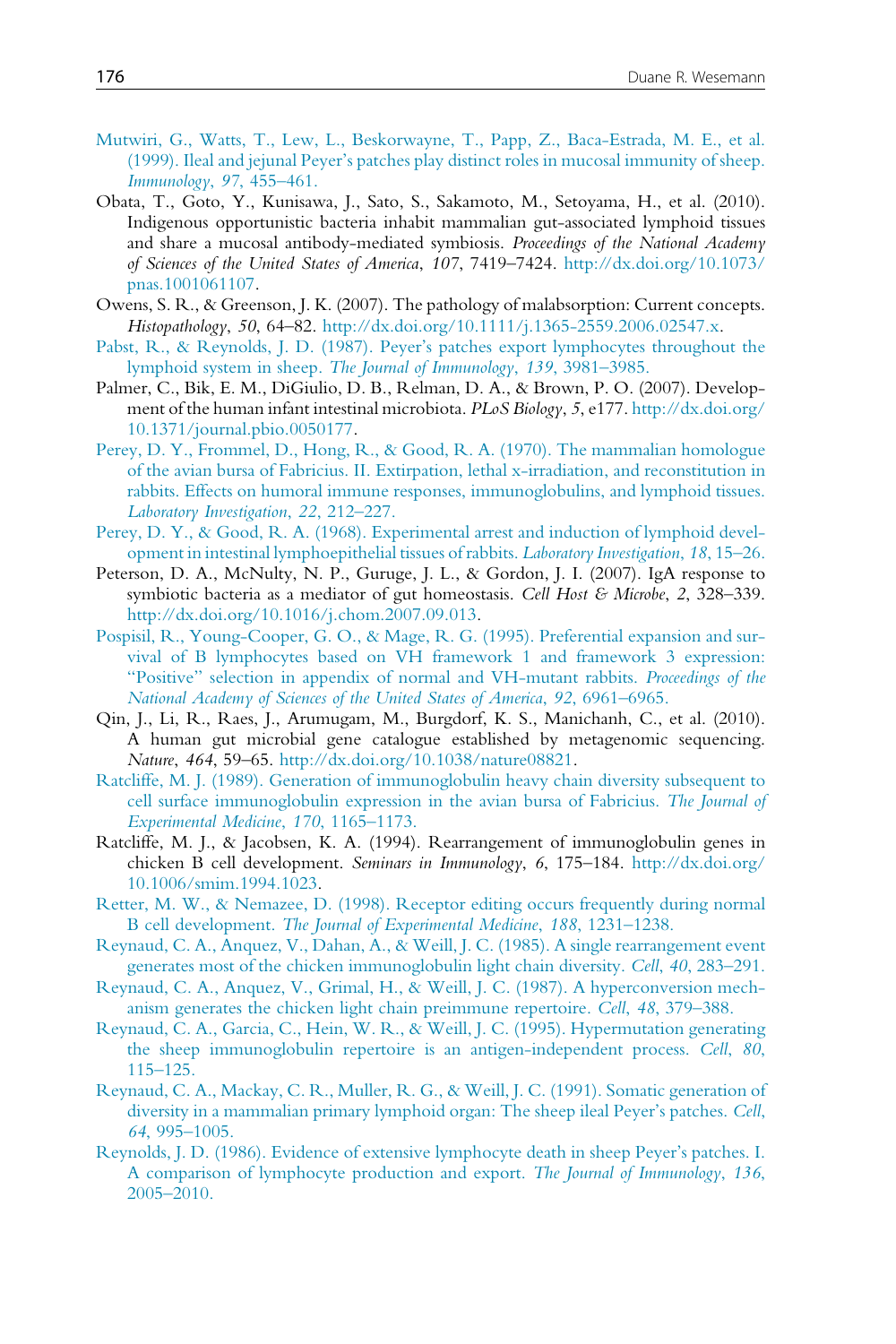Mutwiri, G., Watts, T., Lew, L., Beskorwayne, T., Papp, Z., Baca-Estrada, M. E., et al. (1999). Ileal and jejunal Peyer's patches play distinct roles in mucosal immunity of sheep. *Immunology*, *97*, 455–461.

Obata, T., Goto, Y., Kunisawa, J., Sato, S., Sakamoto, M., Setoyama, H., et al. (2010). Indigenous opportunistic bacteria inhabit mammalian gut-associated lymphoid tissues and share a mucosal antibody-mediated symbiosis. *Proceedings of the National Academy of Sciences of the United States of America*, *107*, 7419–7424. http://dx.doi.org/10.1073/pnas.1001061107.

Owens, S. R., & Greenson, J. K. (2007). The pathology of malabsorption: Current concepts. *Histopathology*, *50*, 64–82. http://dx.doi.org/10.1111/j.1365-2559.2006.02547.x.

Pabst, R., & Reynolds, J. D. (1987). Peyer's patches export lymphocytes throughout the lymphoid system in sheep. *The Journal of Immunology*, *139*, 3981–3985.

Palmer, C., Bik, E. M., DiGiulio, D. B., Relman, D. A., & Brown, P. O. (2007). Development of the human infant intestinal microbiota. *PLoS Biology*, *5*, e177. http://dx.doi.org/10.1371/journal.pbio.0050177.

Perey, D. Y., Frommel, D., Hong, R., & Good, R. A. (1970). The mammalian homologue of the avian bursa of Fabricius. II. Extirpation, lethal x-irradiation, and reconstitution in rabbits. Effects on humoral immune responses, immunoglobulins, and lymphoid tissues. *Laboratory Investigation*, *22*, 212–227.

Perey, D. Y., & Good, R. A. (1968). Experimental arrest and induction of lymphoid development in intestinal lymphoepithelial tissues of rabbits. *Laboratory Investigation*, *18*, 15–26.

Peterson, D. A., McNulty, N. P., Guruge, J. L., & Gordon, J. I. (2007). IgA response to symbiotic bacteria as a mediator of gut homeostasis. *Cell Host & Microbe*, *2*, 328–339. http://dx.doi.org/10.1016/j.chom.2007.09.013.

Pospisil, R., Young-Cooper, G. O., & Mage, R. G. (1995). Preferential expansion and survival of B lymphocytes based on VH framework 1 and framework 3 expression: "Positive" selection in appendix of normal and VH-mutant rabbits. *Proceedings of the National Academy of Sciences of the United States of America*, *92*, 6961–6965.

Qin, J., Li, R., Raes, J., Arumugam, M., Burgdorf, K. S., Manichanh, C., et al. (2010). A human gut microbial gene catalogue established by metagenomic sequencing. *Nature*, *464*, 59–65. http://dx.doi.org/10.1038/nature08821.

Ratcliffe, M. J. (1989). Generation of immunoglobulin heavy chain diversity subsequent to cell surface immunoglobulin expression in the avian bursa of Fabricius. *The Journal of Experimental Medicine*, *170*, 1165–1173.

Ratcliffe, M. J., & Jacobsen, K. A. (1994). Rearrangement of immunoglobulin genes in chicken B cell development. *Seminars in Immunology*, *6*, 175–184. http://dx.doi.org/10.1006/smim.1994.1023.

Retter, M. W., & Nemazee, D. (1998). Receptor editing occurs frequently during normal B cell development. *The Journal of Experimental Medicine*, *188*, 1231–1238.

Reynaud, C. A., Anquez, V., Dahan, A., & Weill, J. C. (1985). A single rearrangement event generates most of the chicken immunoglobulin light chain diversity. *Cell*, *40*, 283–291.

Reynaud, C. A., Anquez, V., Grimal, H., & Weill, J. C. (1987). A hyperconversion mechanism generates the chicken light chain preimmune repertoire. *Cell*, *48*, 379–388.

Reynaud, C. A., Garcia, C., Hein, W. R., & Weill, J. C. (1995). Hypermutation generating the sheep immunoglobulin repertoire is an antigen-independent process. *Cell*, *80*, 115–125.

Reynaud, C. A., Mackay, C. R., Muller, R. G., & Weill, J. C. (1991). Somatic generation of diversity in a mammalian primary lymphoid organ: The sheep ileal Peyer's patches. *Cell*, *64*, 995–1005.

Reynolds, J. D. (1986). Evidence of extensive lymphocyte death in sheep Peyer's patches. I. A comparison of lymphocyte production and export. *The Journal of Immunology*, *136*, 2005–2010.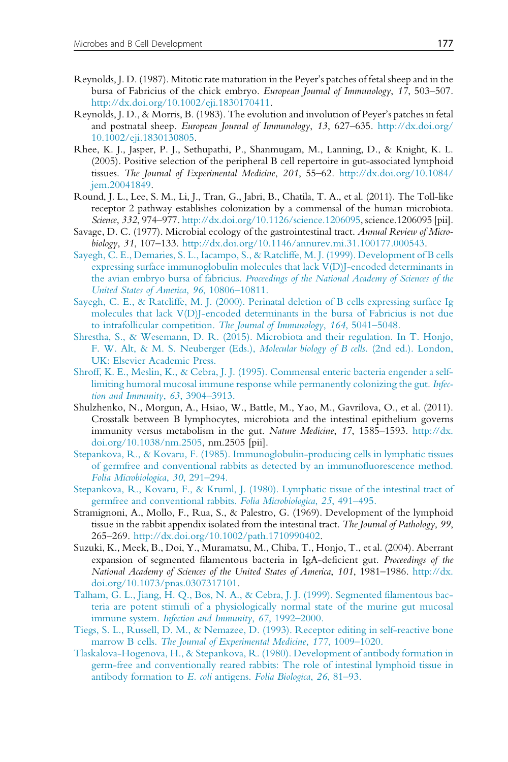Reynolds, J. D. (1987). Mitotic rate maturation in the Peyer's patches of fetal sheep and in the bursa of Fabricius of the chick embryo. *European Journal of Immunology*, *17*, 503–507. http://dx.doi.org/10.1002/eji.1830170411.

Reynolds, J. D., & Morris, B. (1983). The evolution and involution of Peyer's patches in fetal and postnatal sheep. *European Journal of Immunology*, *13*, 627–635. http://dx.doi.org/10.1002/eji.1830130805.

Rhee, K. J., Jasper, P. J., Sethupathi, P., Shanmugam, M., Lanning, D., & Knight, K. L. (2005). Positive selection of the peripheral B cell repertoire in gut-associated lymphoid tissues. *The Journal of Experimental Medicine*, *201*, 55–62. http://dx.doi.org/10.1084/jem.20041849.

Round, J. L., Lee, S. M., Li, J., Tran, G., Jabri, B., Chatila, T. A., et al. (2011). The Toll-like receptor 2 pathway establishes colonization by a commensal of the human microbiota. *Science*, *332*, 974–977. http://dx.doi.org/10.1126/science.1206095, science.1206095 [pii].

Savage, D. C. (1977). Microbial ecology of the gastrointestinal tract. *Annual Review of Microbiology*, *31*, 107–133. http://dx.doi.org/10.1146/annurev.mi.31.100177.000543.

Sayegh, C. E., Demaries, S. L., Iacampo, S., & Ratcliffe, M. J. (1999). Development of B cells expressing surface immunoglobulin molecules that lack V(D)J-encoded determinants in the avian embryo bursa of fabricius. *Proceedings of the National Academy of Sciences of the United States of America*, *96*, 10806–10811.

Sayegh, C. E., & Ratcliffe, M. J. (2000). Perinatal deletion of B cells expressing surface Ig molecules that lack V(D)J-encoded determinants in the bursa of Fabricius is not due to intrafollicular competition. *The Journal of Immunology*, *164*, 5041–5048.

Shrestha, S., & Wesemann, D. R. (2015). Microbiota and their regulation. In T. Honjo, F. W. Alt, & M. S. Neuberger (Eds.), *Molecular biology of B cells*. (2nd ed.). London, UK: Elsevier Academic Press.

Shroff, K. E., Meslin, K., & Cebra, J. J. (1995). Commensal enteric bacteria engender a self-limiting humoral mucosal immune response while permanently colonizing the gut. *Infection and Immunity*, *63*, 3904–3913.

Shulzhenko, N., Morgun, A., Hsiao, W., Battle, M., Yao, M., Gavrilova, O., et al. (2011). Crosstalk between B lymphocytes, microbiota and the intestinal epithelium governs immunity versus metabolism in the gut. *Nature Medicine*, *17*, 1585–1593. http://dx.doi.org/10.1038/nm.2505, nm.2505 [pii].

Stepankova, R., & Kovaru, F. (1985). Immunoglobulin-producing cells in lymphatic tissues of germfree and conventional rabbits as detected by an immunofluorescence method. *Folia Microbiologica*, *30*, 291–294.

Stepankova, R., Kovaru, F., & Kruml, J. (1980). Lymphatic tissue of the intestinal tract of germfree and conventional rabbits. *Folia Microbiologica*, *25*, 491–495.

Stramignoni, A., Mollo, F., Rua, S., & Palestro, G. (1969). Development of the lymphoid tissue in the rabbit appendix isolated from the intestinal tract. *The Journal of Pathology*, *99*, 265–269. http://dx.doi.org/10.1002/path.1710990402.

Suzuki, K., Meek, B., Doi, Y., Muramatsu, M., Chiba, T., Honjo, T., et al. (2004). Aberrant expansion of segmented filamentous bacteria in IgA-deficient gut. *Proceedings of the National Academy of Sciences of the United States of America*, *101*, 1981–1986. http://dx.doi.org/10.1073/pnas.0307317101.

Talham, G. L., Jiang, H. Q., Bos, N. A., & Cebra, J. J. (1999). Segmented filamentous bacteria are potent stimuli of a physiologically normal state of the murine gut mucosal immune system. *Infection and Immunity*, *67*, 1992–2000.

Tiegs, S. L., Russell, D. M., & Nemazee, D. (1993). Receptor editing in self-reactive bone marrow B cells. *The Journal of Experimental Medicine*, *177*, 1009–1020.

Tlaskalova-Hogenova, H., & Stepankova, R. (1980). Development of antibody formation in germ-free and conventionally reared rabbits: The role of intestinal lymphoid tissue in antibody formation to *E. coli* antigens. *Folia Biologica*, *26*, 81–93.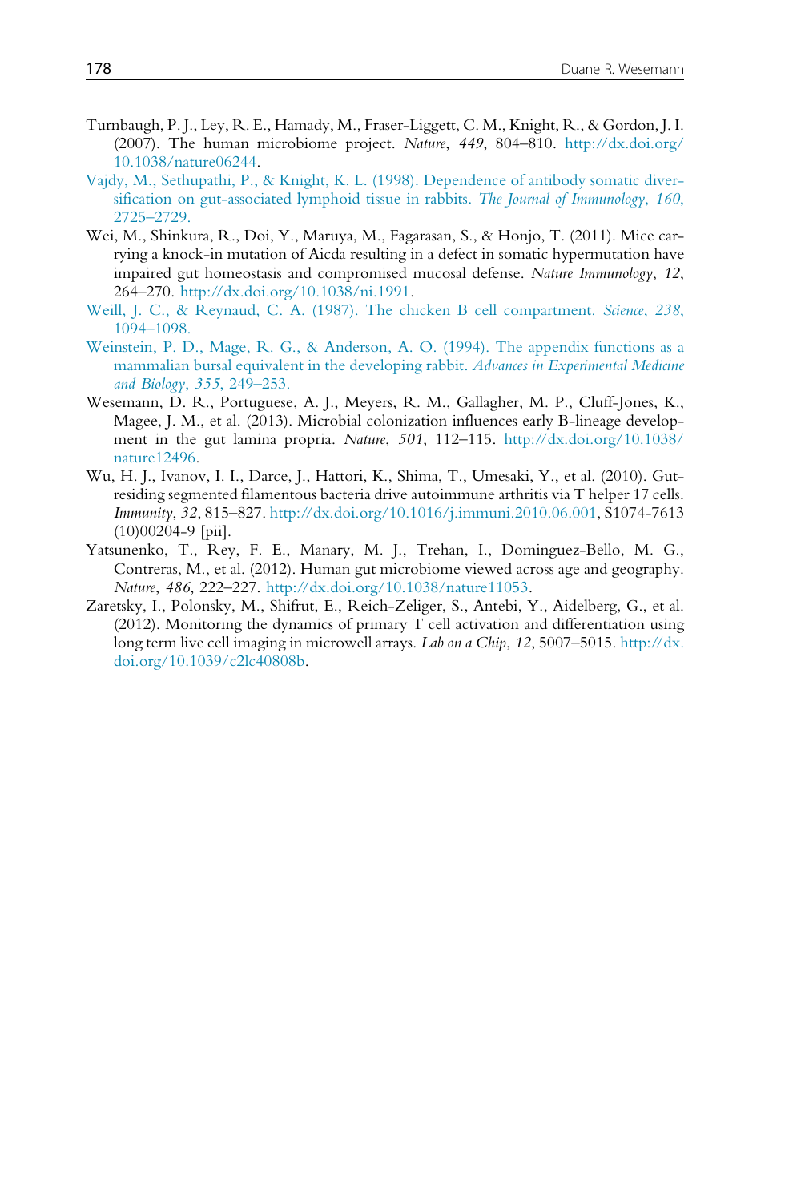Turnbaugh, P. J., Ley, R. E., Hamady, M., Fraser-Liggett, C. M., Knight, R., & Gordon, J. I. (2007). The human microbiome project. *Nature*, *449*, 804–810. http://dx.doi.org/10.1038/nature06244.

Vajdy, M., Sethupathi, P., & Knight, K. L. (1998). Dependence of antibody somatic diversification on gut-associated lymphoid tissue in rabbits. *The Journal of Immunology*, *160*, 2725–2729.

Wei, M., Shinkura, R., Doi, Y., Maruya, M., Fagarasan, S., & Honjo, T. (2011). Mice carrying a knock-in mutation of Aicda resulting in a defect in somatic hypermutation have impaired gut homeostasis and compromised mucosal defense. *Nature Immunology*, *12*, 264–270. http://dx.doi.org/10.1038/ni.1991.

Weill, J. C., & Reynaud, C. A. (1987). The chicken B cell compartment. *Science*, *238*, 1094–1098.

Weinstein, P. D., Mage, R. G., & Anderson, A. O. (1994). The appendix functions as a mammalian bursal equivalent in the developing rabbit. *Advances in Experimental Medicine and Biology*, *355*, 249–253.

Wesemann, D. R., Portuguese, A. J., Meyers, R. M., Gallagher, M. P., Cluff-Jones, K., Magee, J. M., et al. (2013). Microbial colonization influences early B-lineage development in the gut lamina propria. *Nature*, *501*, 112–115. http://dx.doi.org/10.1038/nature12496.

Wu, H. J., Ivanov, I. I., Darce, J., Hattori, K., Shima, T., Umesaki, Y., et al. (2010). Gut-residing segmented filamentous bacteria drive autoimmune arthritis via T helper 17 cells. *Immunity*, *32*, 815–827. http://dx.doi.org/10.1016/j.immuni.2010.06.001, S1074-7613(10)00204-9 [pii].

Yatsunenko, T., Rey, F. E., Manary, M. J., Trehan, I., Dominguez-Bello, M. G., Contreras, M., et al. (2012). Human gut microbiome viewed across age and geography. *Nature*, *486*, 222–227. http://dx.doi.org/10.1038/nature11053.

Zaretsky, I., Polonsky, M., Shifrut, E., Reich-Zeliger, S., Antebi, Y., Aidelberg, G., et al. (2012). Monitoring the dynamics of primary T cell activation and differentiation using long term live cell imaging in microwell arrays. *Lab on a Chip*, *12*, 5007–5015. http://dx.doi.org/10.1039/c2lc40808b.